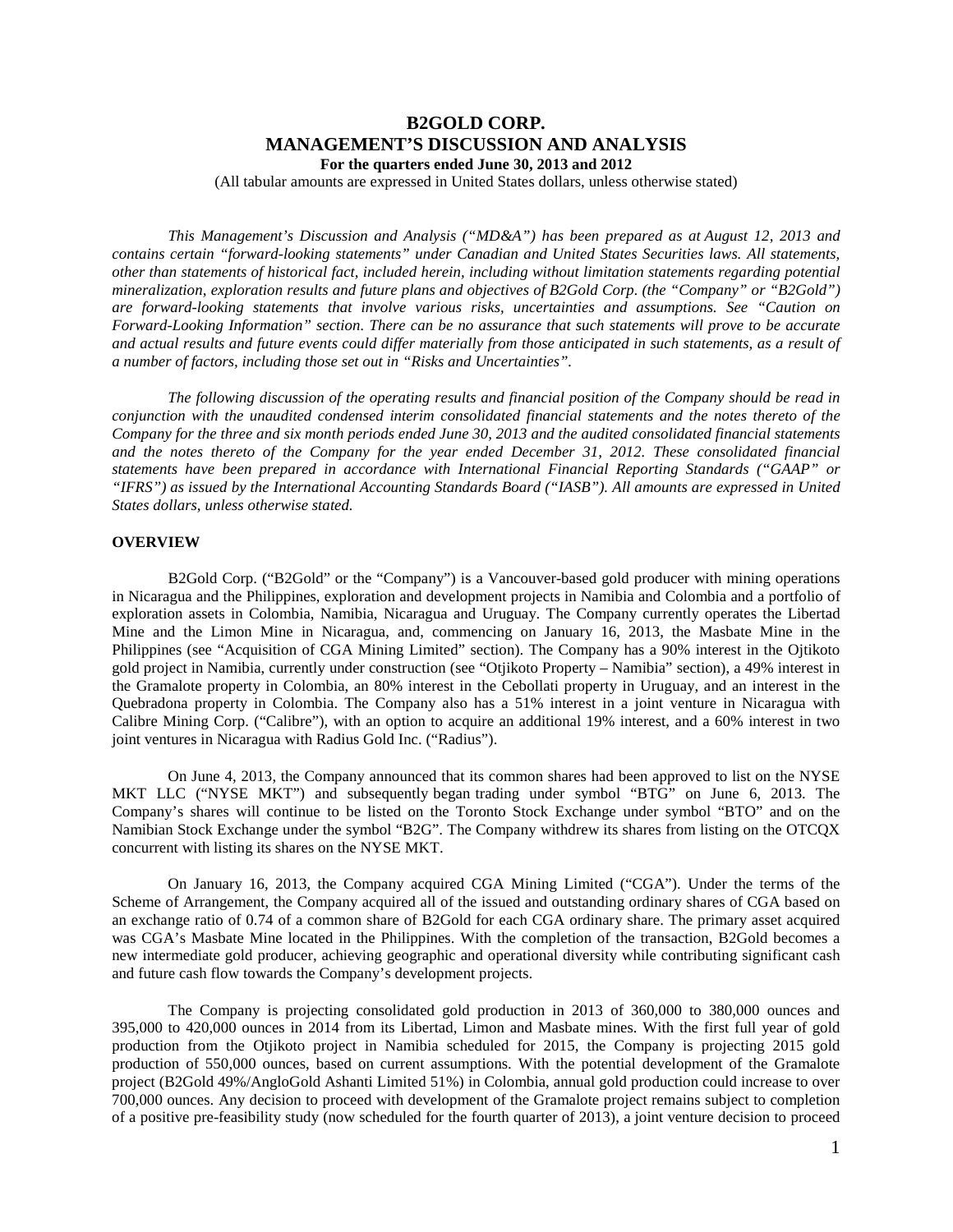# B2GOLD CORP.
# MANAGEMENT'S DISCUSSION AND ANALYSIS

**For the quarters ended June 30, 2013 and 2012**

(All tabular amounts are expressed in United States dollars, unless otherwise stated)

*This Management's Discussion and Analysis ("MD&A") has been prepared as at August 12, 2013 and contains certain "forward-looking statements" under Canadian and United States Securities laws. All statements, other than statements of historical fact, included herein, including without limitation statements regarding potential mineralization, exploration results and future plans and objectives of B2Gold Corp. (the "Company" or "B2Gold") are forward-looking statements that involve various risks, uncertainties and assumptions. See "Caution on Forward-Looking Information" section. There can be no assurance that such statements will prove to be accurate and actual results and future events could differ materially from those anticipated in such statements, as a result of a number of factors, including those set out in "Risks and Uncertainties".*

*The following discussion of the operating results and financial position of the Company should be read in conjunction with the unaudited condensed interim consolidated financial statements and the notes thereto of the Company for the three and six month periods ended June 30, 2013 and the audited consolidated financial statements and the notes thereto of the Company for the year ended December 31, 2012. These consolidated financial statements have been prepared in accordance with International Financial Reporting Standards ("GAAP" or "IFRS") as issued by the International Accounting Standards Board ("IASB"). All amounts are expressed in United States dollars, unless otherwise stated.*

## OVERVIEW

B2Gold Corp. ("B2Gold" or the "Company") is a Vancouver-based gold producer with mining operations in Nicaragua and the Philippines, exploration and development projects in Namibia and Colombia and a portfolio of exploration assets in Colombia, Namibia, Nicaragua and Uruguay. The Company currently operates the Libertad Mine and the Limon Mine in Nicaragua, and, commencing on January 16, 2013, the Masbate Mine in the Philippines (see "Acquisition of CGA Mining Limited" section). The Company has a 90% interest in the Ojtikoto gold project in Namibia, currently under construction (see "Otjikoto Property – Namibia" section), a 49% interest in the Gramalote property in Colombia, an 80% interest in the Cebollati property in Uruguay, and an interest in the Quebradona property in Colombia. The Company also has a 51% interest in a joint venture in Nicaragua with Calibre Mining Corp. ("Calibre"), with an option to acquire an additional 19% interest, and a 60% interest in two joint ventures in Nicaragua with Radius Gold Inc. ("Radius").

On June 4, 2013, the Company announced that its common shares had been approved to list on the NYSE MKT LLC ("NYSE MKT") and subsequently began trading under symbol "BTG" on June 6, 2013. The Company's shares will continue to be listed on the Toronto Stock Exchange under symbol "BTO" and on the Namibian Stock Exchange under the symbol "B2G". The Company withdrew its shares from listing on the OTCQX concurrent with listing its shares on the NYSE MKT.

On January 16, 2013, the Company acquired CGA Mining Limited ("CGA"). Under the terms of the Scheme of Arrangement, the Company acquired all of the issued and outstanding ordinary shares of CGA based on an exchange ratio of 0.74 of a common share of B2Gold for each CGA ordinary share. The primary asset acquired was CGA's Masbate Mine located in the Philippines. With the completion of the transaction, B2Gold becomes a new intermediate gold producer, achieving geographic and operational diversity while contributing significant cash and future cash flow towards the Company's development projects.

The Company is projecting consolidated gold production in 2013 of 360,000 to 380,000 ounces and 395,000 to 420,000 ounces in 2014 from its Libertad, Limon and Masbate mines. With the first full year of gold production from the Otjikoto project in Namibia scheduled for 2015, the Company is projecting 2015 gold production of 550,000 ounces, based on current assumptions. With the potential development of the Gramalote project (B2Gold 49%/AngloGold Ashanti Limited 51%) in Colombia, annual gold production could increase to over 700,000 ounces. Any decision to proceed with development of the Gramalote project remains subject to completion of a positive pre-feasibility study (now scheduled for the fourth quarter of 2013), a joint venture decision to proceed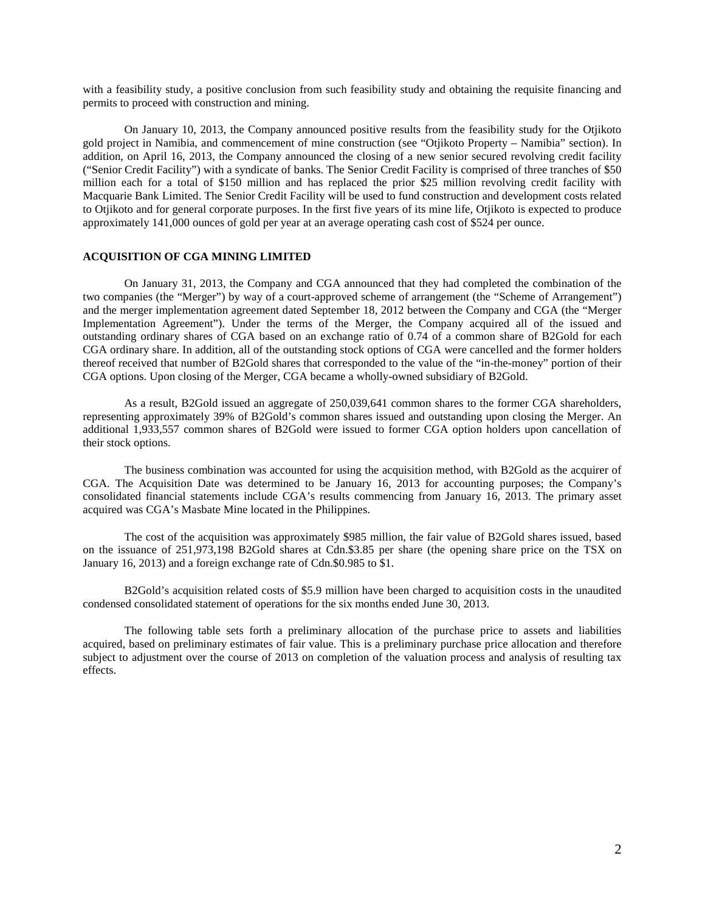with a feasibility study, a positive conclusion from such feasibility study and obtaining the requisite financing and permits to proceed with construction and mining.

On January 10, 2013, the Company announced positive results from the feasibility study for the Otjikoto gold project in Namibia, and commencement of mine construction (see "Otjikoto Property – Namibia" section). In addition, on April 16, 2013, the Company announced the closing of a new senior secured revolving credit facility ("Senior Credit Facility") with a syndicate of banks. The Senior Credit Facility is comprised of three tranches of $50 million each for a total of $150 million and has replaced the prior $25 million revolving credit facility with Macquarie Bank Limited. The Senior Credit Facility will be used to fund construction and development costs related to Otjikoto and for general corporate purposes. In the first five years of its mine life, Otjikoto is expected to produce approximately 141,000 ounces of gold per year at an average operating cash cost of $524 per ounce.

## ACQUISITION OF CGA MINING LIMITED

On January 31, 2013, the Company and CGA announced that they had completed the combination of the two companies (the "Merger") by way of a court-approved scheme of arrangement (the "Scheme of Arrangement") and the merger implementation agreement dated September 18, 2012 between the Company and CGA (the "Merger Implementation Agreement"). Under the terms of the Merger, the Company acquired all of the issued and outstanding ordinary shares of CGA based on an exchange ratio of 0.74 of a common share of B2Gold for each CGA ordinary share. In addition, all of the outstanding stock options of CGA were cancelled and the former holders thereof received that number of B2Gold shares that corresponded to the value of the "in-the-money" portion of their CGA options. Upon closing of the Merger, CGA became a wholly-owned subsidiary of B2Gold.

As a result, B2Gold issued an aggregate of 250,039,641 common shares to the former CGA shareholders, representing approximately 39% of B2Gold's common shares issued and outstanding upon closing the Merger. An additional 1,933,557 common shares of B2Gold were issued to former CGA option holders upon cancellation of their stock options.

The business combination was accounted for using the acquisition method, with B2Gold as the acquirer of CGA. The Acquisition Date was determined to be January 16, 2013 for accounting purposes; the Company's consolidated financial statements include CGA's results commencing from January 16, 2013. The primary asset acquired was CGA's Masbate Mine located in the Philippines.

The cost of the acquisition was approximately $985 million, the fair value of B2Gold shares issued, based on the issuance of 251,973,198 B2Gold shares at Cdn.$3.85 per share (the opening share price on the TSX on January 16, 2013) and a foreign exchange rate of Cdn.$0.985 to $1.

B2Gold's acquisition related costs of $5.9 million have been charged to acquisition costs in the unaudited condensed consolidated statement of operations for the six months ended June 30, 2013.

The following table sets forth a preliminary allocation of the purchase price to assets and liabilities acquired, based on preliminary estimates of fair value. This is a preliminary purchase price allocation and therefore subject to adjustment over the course of 2013 on completion of the valuation process and analysis of resulting tax effects.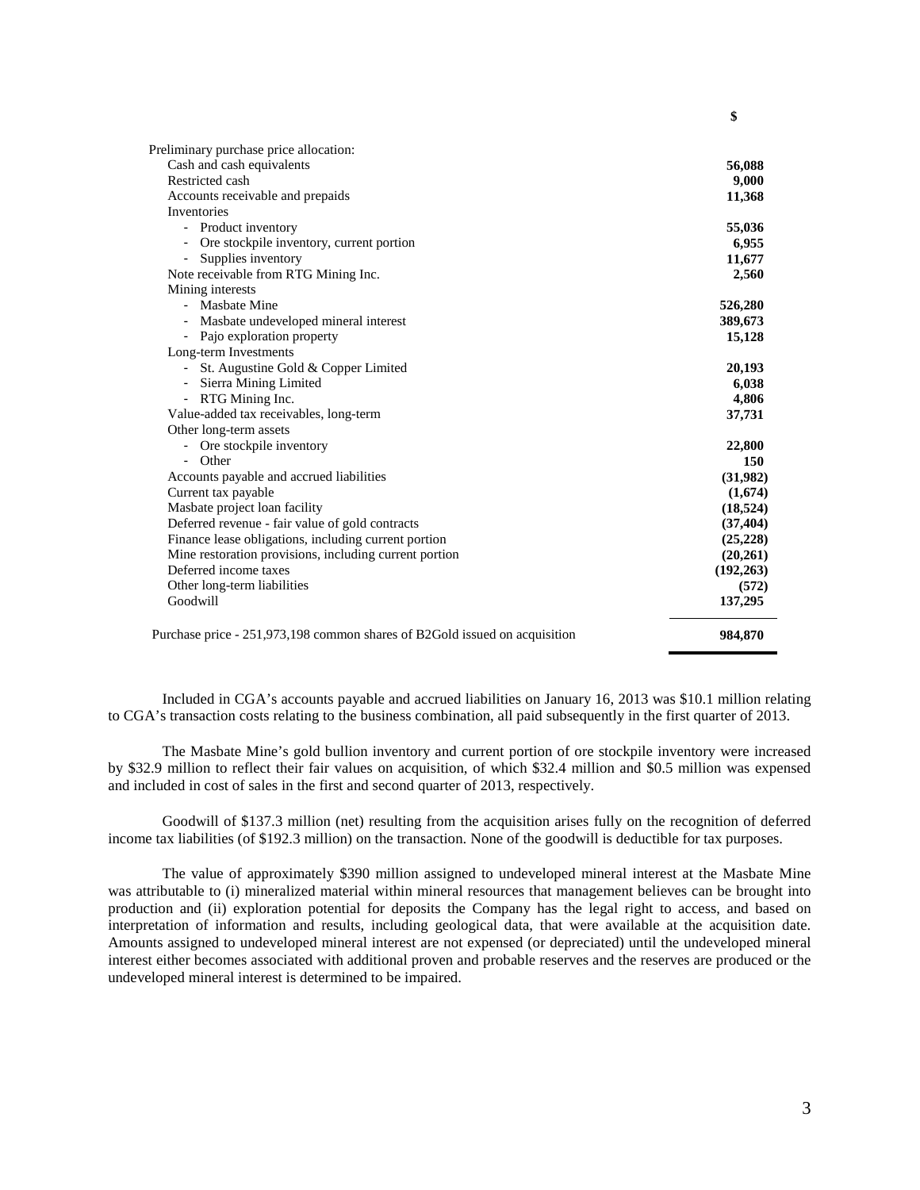| | $ |
|---|---|
| Preliminary purchase price allocation: | |
| Cash and cash equivalents | **56,088** |
| Restricted cash | **9,000** |
| Accounts receivable and prepaids | **11,368** |
| Inventories | |
| - Product inventory | **55,036** |
| - Ore stockpile inventory, current portion | **6,955** |
| - Supplies inventory | **11,677** |
| Note receivable from RTG Mining Inc. | **2,560** |
| Mining interests | |
| - Masbate Mine | **526,280** |
| - Masbate undeveloped mineral interest | **389,673** |
| - Pajo exploration property | **15,128** |
| Long-term Investments | |
| - St. Augustine Gold & Copper Limited | **20,193** |
| - Sierra Mining Limited | **6,038** |
| - RTG Mining Inc. | **4,806** |
| Value-added tax receivables, long-term | **37,731** |
| Other long-term assets | |
| - Ore stockpile inventory | **22,800** |
| - Other | **150** |
| Accounts payable and accrued liabilities | **(31,982)** |
| Current tax payable | **(1,674)** |
| Masbate project loan facility | **(18,524)** |
| Deferred revenue - fair value of gold contracts | **(37,404)** |
| Finance lease obligations, including current portion | **(25,228)** |
| Mine restoration provisions, including current portion | **(20,261)** |
| Deferred income taxes | **(192,263)** |
| Other long-term liabilities | **(572)** |
| Goodwill | **137,295** |
| Purchase price - 251,973,198 common shares of B2Gold issued on acquisition | **984,870** |

Included in CGA's accounts payable and accrued liabilities on January 16, 2013 was $10.1 million relating to CGA's transaction costs relating to the business combination, all paid subsequently in the first quarter of 2013.

The Masbate Mine's gold bullion inventory and current portion of ore stockpile inventory were increased by $32.9 million to reflect their fair values on acquisition, of which $32.4 million and $0.5 million was expensed and included in cost of sales in the first and second quarter of 2013, respectively.

Goodwill of $137.3 million (net) resulting from the acquisition arises fully on the recognition of deferred income tax liabilities (of $192.3 million) on the transaction. None of the goodwill is deductible for tax purposes.

The value of approximately $390 million assigned to undeveloped mineral interest at the Masbate Mine was attributable to (i) mineralized material within mineral resources that management believes can be brought into production and (ii) exploration potential for deposits the Company has the legal right to access, and based on interpretation of information and results, including geological data, that were available at the acquisition date. Amounts assigned to undeveloped mineral interest are not expensed (or depreciated) until the undeveloped mineral interest either becomes associated with additional proven and probable reserves and the reserves are produced or the undeveloped mineral interest is determined to be impaired.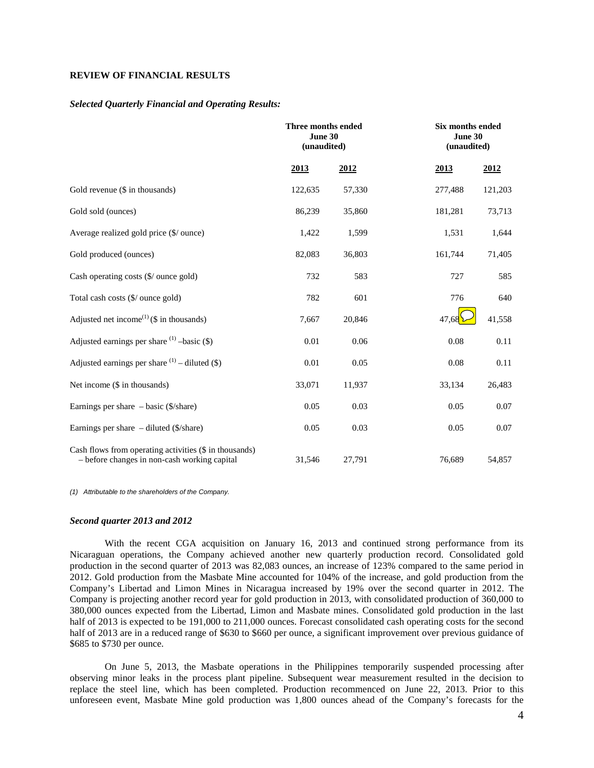## REVIEW OF FINANCIAL RESULTS

### *Selected Quarterly Financial and Operating Results:*

| | Three months ended June 30 (unaudited) | | Six months ended June 30 (unaudited) | |
|---|---|---|---|---|
| | **2013** | **2012** | **2013** | **2012** |
| Gold revenue ($ in thousands) | 122,635 | 57,330 | 277,488 | 121,203 |
| Gold sold (ounces) | 86,239 | 35,860 | 181,281 | 73,713 |
| Average realized gold price ($/ ounce) | 1,422 | 1,599 | 1,531 | 1,644 |
| Gold produced (ounces) | 82,083 | 36,803 | 161,744 | 71,405 |
| Cash operating costs ($/ ounce gold) | 732 | 583 | 727 | 585 |
| Total cash costs ($/ ounce gold) | 782 | 601 | 776 | 640 |
| Adjusted net income[(1)] ($ in thousands) | 7,667 | 20,846 | 47,68 | 41,558 |
| Adjusted earnings per share [(1)] –basic ($) | 0.01 | 0.06 | 0.08 | 0.11 |
| Adjusted earnings per share [(1)] – diluted ($) | 0.01 | 0.05 | 0.08 | 0.11 |
| Net income ($ in thousands) | 33,071 | 11,937 | 33,134 | 26,483 |
| Earnings per share – basic ($/share) | 0.05 | 0.03 | 0.05 | 0.07 |
| Earnings per share – diluted ($/share) | 0.05 | 0.03 | 0.05 | 0.07 |
| Cash flows from operating activities ($ in thousands) – before changes in non-cash working capital | 31,546 | 27,791 | 76,689 | 54,857 |

*(1) Attributable to the shareholders of the Company.*

### *Second quarter 2013 and 2012*

With the recent CGA acquisition on January 16, 2013 and continued strong performance from its Nicaraguan operations, the Company achieved another new quarterly production record. Consolidated gold production in the second quarter of 2013 was 82,083 ounces, an increase of 123% compared to the same period in 2012. Gold production from the Masbate Mine accounted for 104% of the increase, and gold production from the Company's Libertad and Limon Mines in Nicaragua increased by 19% over the second quarter in 2012. The Company is projecting another record year for gold production in 2013, with consolidated production of 360,000 to 380,000 ounces expected from the Libertad, Limon and Masbate mines. Consolidated gold production in the last half of 2013 is expected to be 191,000 to 211,000 ounces. Forecast consolidated cash operating costs for the second half of 2013 are in a reduced range of $630 to $660 per ounce, a significant improvement over previous guidance of $685 to $730 per ounce.

On June 5, 2013, the Masbate operations in the Philippines temporarily suspended processing after observing minor leaks in the process plant pipeline. Subsequent wear measurement resulted in the decision to replace the steel line, which has been completed. Production recommenced on June 22, 2013. Prior to this unforeseen event, Masbate Mine gold production was 1,800 ounces ahead of the Company's forecasts for the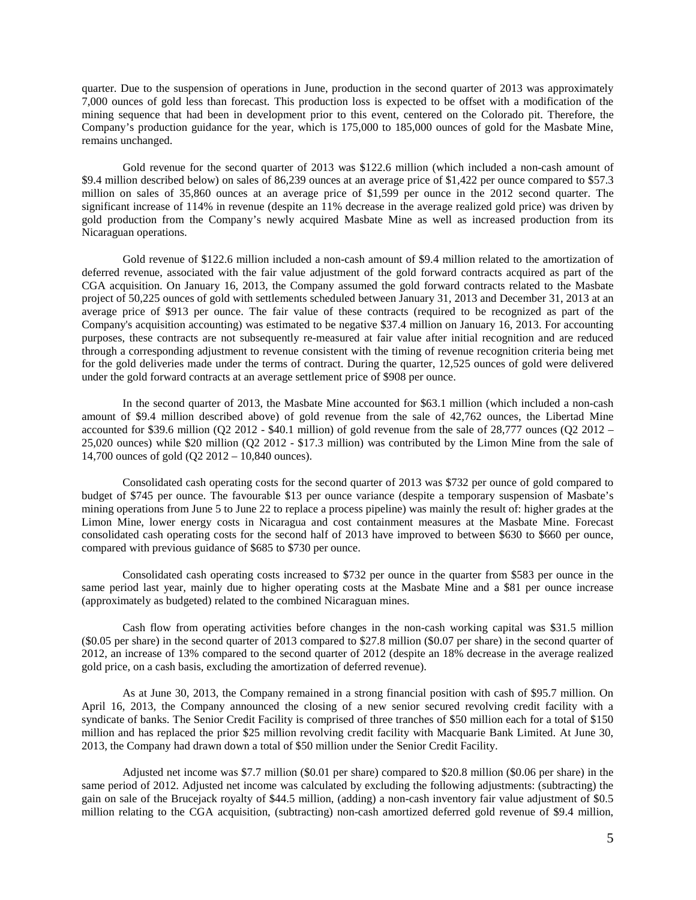quarter. Due to the suspension of operations in June, production in the second quarter of 2013 was approximately 7,000 ounces of gold less than forecast. This production loss is expected to be offset with a modification of the mining sequence that had been in development prior to this event, centered on the Colorado pit. Therefore, the Company's production guidance for the year, which is 175,000 to 185,000 ounces of gold for the Masbate Mine, remains unchanged.

Gold revenue for the second quarter of 2013 was $122.6 million (which included a non-cash amount of $9.4 million described below) on sales of 86,239 ounces at an average price of $1,422 per ounce compared to $57.3 million on sales of 35,860 ounces at an average price of $1,599 per ounce in the 2012 second quarter. The significant increase of 114% in revenue (despite an 11% decrease in the average realized gold price) was driven by gold production from the Company's newly acquired Masbate Mine as well as increased production from its Nicaraguan operations.

Gold revenue of $122.6 million included a non-cash amount of $9.4 million related to the amortization of deferred revenue, associated with the fair value adjustment of the gold forward contracts acquired as part of the CGA acquisition. On January 16, 2013, the Company assumed the gold forward contracts related to the Masbate project of 50,225 ounces of gold with settlements scheduled between January 31, 2013 and December 31, 2013 at an average price of $913 per ounce. The fair value of these contracts (required to be recognized as part of the Company's acquisition accounting) was estimated to be negative $37.4 million on January 16, 2013. For accounting purposes, these contracts are not subsequently re-measured at fair value after initial recognition and are reduced through a corresponding adjustment to revenue consistent with the timing of revenue recognition criteria being met for the gold deliveries made under the terms of contract. During the quarter, 12,525 ounces of gold were delivered under the gold forward contracts at an average settlement price of $908 per ounce.

In the second quarter of 2013, the Masbate Mine accounted for $63.1 million (which included a non-cash amount of $9.4 million described above) of gold revenue from the sale of 42,762 ounces, the Libertad Mine accounted for $39.6 million (Q2 2012 - $40.1 million) of gold revenue from the sale of 28,777 ounces (Q2 2012 – 25,020 ounces) while $20 million (Q2 2012 - $17.3 million) was contributed by the Limon Mine from the sale of 14,700 ounces of gold (Q2 2012 – 10,840 ounces).

Consolidated cash operating costs for the second quarter of 2013 was $732 per ounce of gold compared to budget of $745 per ounce. The favourable $13 per ounce variance (despite a temporary suspension of Masbate's mining operations from June 5 to June 22 to replace a process pipeline) was mainly the result of: higher grades at the Limon Mine, lower energy costs in Nicaragua and cost containment measures at the Masbate Mine. Forecast consolidated cash operating costs for the second half of 2013 have improved to between $630 to $660 per ounce, compared with previous guidance of $685 to $730 per ounce.

Consolidated cash operating costs increased to $732 per ounce in the quarter from $583 per ounce in the same period last year, mainly due to higher operating costs at the Masbate Mine and a $81 per ounce increase (approximately as budgeted) related to the combined Nicaraguan mines.

Cash flow from operating activities before changes in the non-cash working capital was $31.5 million ($0.05 per share) in the second quarter of 2013 compared to $27.8 million ($0.07 per share) in the second quarter of 2012, an increase of 13% compared to the second quarter of 2012 (despite an 18% decrease in the average realized gold price, on a cash basis, excluding the amortization of deferred revenue).

As at June 30, 2013, the Company remained in a strong financial position with cash of $95.7 million. On April 16, 2013, the Company announced the closing of a new senior secured revolving credit facility with a syndicate of banks. The Senior Credit Facility is comprised of three tranches of $50 million each for a total of $150 million and has replaced the prior $25 million revolving credit facility with Macquarie Bank Limited. At June 30, 2013, the Company had drawn down a total of $50 million under the Senior Credit Facility.

Adjusted net income was $7.7 million ($0.01 per share) compared to $20.8 million ($0.06 per share) in the same period of 2012. Adjusted net income was calculated by excluding the following adjustments: (subtracting) the gain on sale of the Brucejack royalty of $44.5 million, (adding) a non-cash inventory fair value adjustment of $0.5 million relating to the CGA acquisition, (subtracting) non-cash amortized deferred gold revenue of $9.4 million,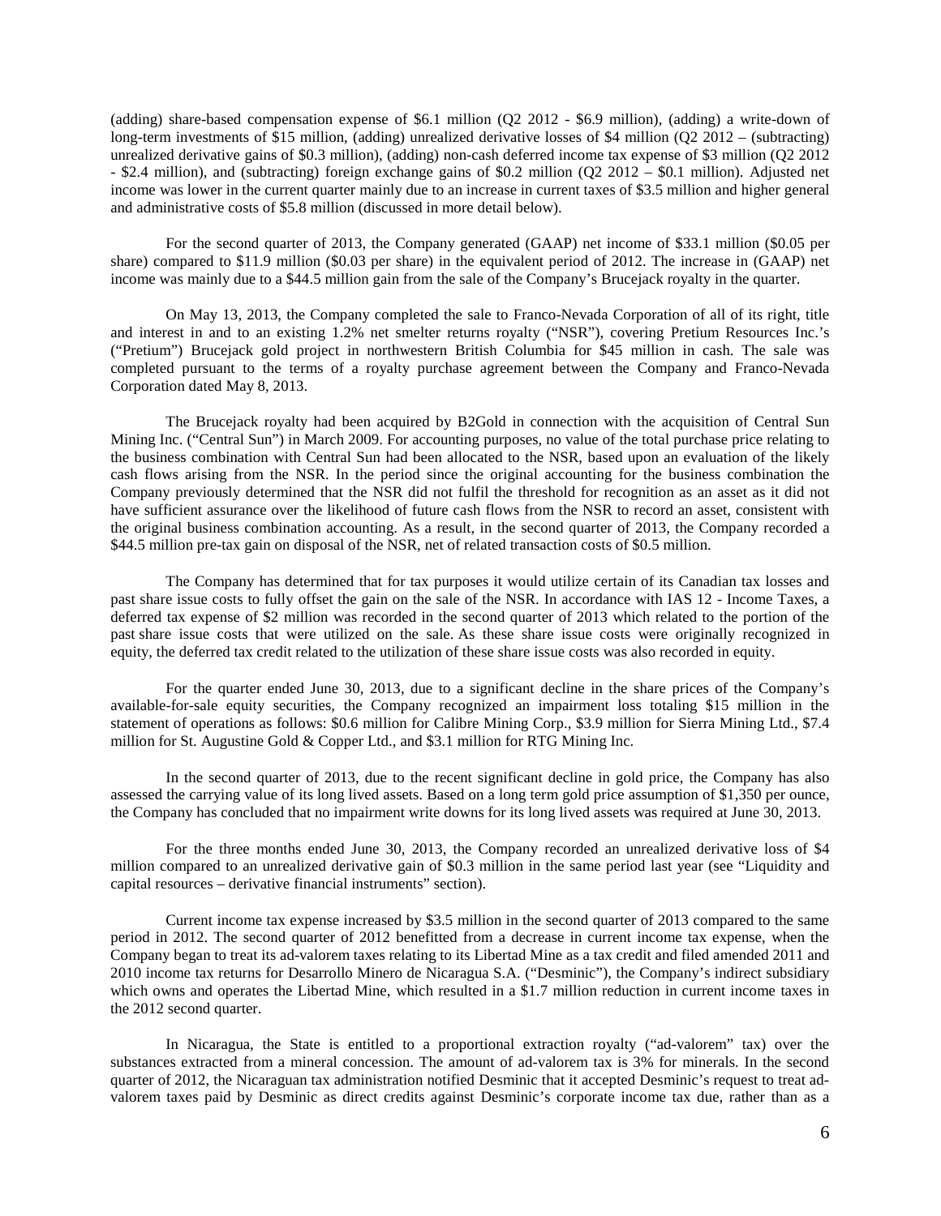(adding) share-based compensation expense of $6.1 million (Q2 2012 - $6.9 million), (adding) a write-down of long-term investments of $15 million, (adding) unrealized derivative losses of $4 million (Q2 2012 – (subtracting) unrealized derivative gains of $0.3 million), (adding) non-cash deferred income tax expense of $3 million (Q2 2012 - $2.4 million), and (subtracting) foreign exchange gains of $0.2 million (Q2 2012 – $0.1 million). Adjusted net income was lower in the current quarter mainly due to an increase in current taxes of $3.5 million and higher general and administrative costs of $5.8 million (discussed in more detail below).

For the second quarter of 2013, the Company generated (GAAP) net income of $33.1 million ($0.05 per share) compared to $11.9 million ($0.03 per share) in the equivalent period of 2012. The increase in (GAAP) net income was mainly due to a $44.5 million gain from the sale of the Company's Brucejack royalty in the quarter.

On May 13, 2013, the Company completed the sale to Franco-Nevada Corporation of all of its right, title and interest in and to an existing 1.2% net smelter returns royalty ("NSR"), covering Pretium Resources Inc.'s ("Pretium") Brucejack gold project in northwestern British Columbia for $45 million in cash. The sale was completed pursuant to the terms of a royalty purchase agreement between the Company and Franco-Nevada Corporation dated May 8, 2013.

The Brucejack royalty had been acquired by B2Gold in connection with the acquisition of Central Sun Mining Inc. ("Central Sun") in March 2009. For accounting purposes, no value of the total purchase price relating to the business combination with Central Sun had been allocated to the NSR, based upon an evaluation of the likely cash flows arising from the NSR. In the period since the original accounting for the business combination the Company previously determined that the NSR did not fulfil the threshold for recognition as an asset as it did not have sufficient assurance over the likelihood of future cash flows from the NSR to record an asset, consistent with the original business combination accounting. As a result, in the second quarter of 2013, the Company recorded a $44.5 million pre-tax gain on disposal of the NSR, net of related transaction costs of $0.5 million.

The Company has determined that for tax purposes it would utilize certain of its Canadian tax losses and past share issue costs to fully offset the gain on the sale of the NSR. In accordance with IAS 12 - Income Taxes, a deferred tax expense of $2 million was recorded in the second quarter of 2013 which related to the portion of the past share issue costs that were utilized on the sale. As these share issue costs were originally recognized in equity, the deferred tax credit related to the utilization of these share issue costs was also recorded in equity.

For the quarter ended June 30, 2013, due to a significant decline in the share prices of the Company's available-for-sale equity securities, the Company recognized an impairment loss totaling $15 million in the statement of operations as follows: $0.6 million for Calibre Mining Corp., $3.9 million for Sierra Mining Ltd., $7.4 million for St. Augustine Gold & Copper Ltd., and $3.1 million for RTG Mining Inc.

In the second quarter of 2013, due to the recent significant decline in gold price, the Company has also assessed the carrying value of its long lived assets. Based on a long term gold price assumption of $1,350 per ounce, the Company has concluded that no impairment write downs for its long lived assets was required at June 30, 2013.

For the three months ended June 30, 2013, the Company recorded an unrealized derivative loss of $4 million compared to an unrealized derivative gain of $0.3 million in the same period last year (see "Liquidity and capital resources – derivative financial instruments" section).

Current income tax expense increased by $3.5 million in the second quarter of 2013 compared to the same period in 2012. The second quarter of 2012 benefitted from a decrease in current income tax expense, when the Company began to treat its ad-valorem taxes relating to its Libertad Mine as a tax credit and filed amended 2011 and 2010 income tax returns for Desarrollo Minero de Nicaragua S.A. ("Desminic"), the Company's indirect subsidiary which owns and operates the Libertad Mine, which resulted in a $1.7 million reduction in current income taxes in the 2012 second quarter.

In Nicaragua, the State is entitled to a proportional extraction royalty ("ad-valorem" tax) over the substances extracted from a mineral concession. The amount of ad-valorem tax is 3% for minerals. In the second quarter of 2012, the Nicaraguan tax administration notified Desminic that it accepted Desminic's request to treat ad-valorem taxes paid by Desminic as direct credits against Desminic's corporate income tax due, rather than as a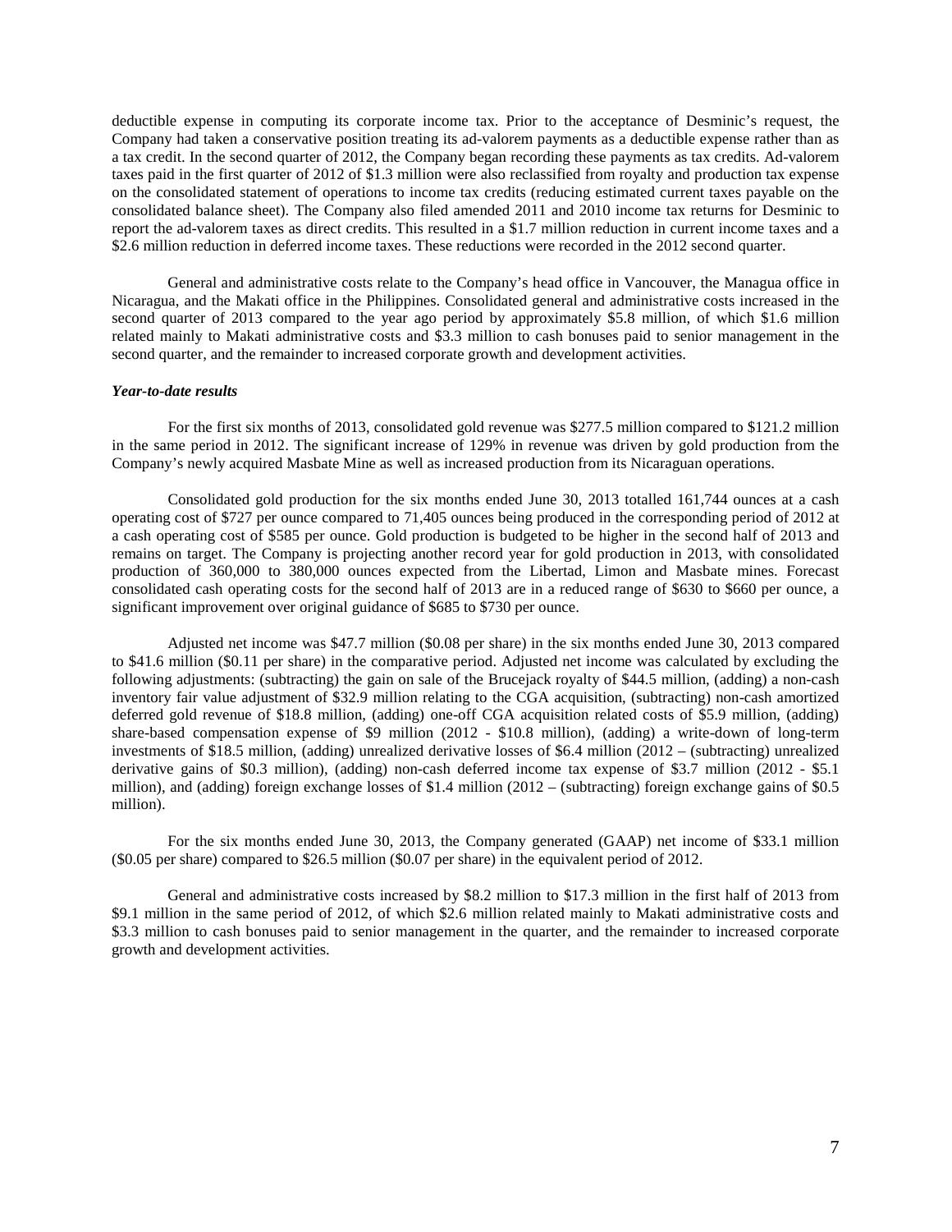deductible expense in computing its corporate income tax. Prior to the acceptance of Desminic's request, the Company had taken a conservative position treating its ad-valorem payments as a deductible expense rather than as a tax credit. In the second quarter of 2012, the Company began recording these payments as tax credits. Ad-valorem taxes paid in the first quarter of 2012 of $1.3 million were also reclassified from royalty and production tax expense on the consolidated statement of operations to income tax credits (reducing estimated current taxes payable on the consolidated balance sheet). The Company also filed amended 2011 and 2010 income tax returns for Desminic to report the ad-valorem taxes as direct credits. This resulted in a $1.7 million reduction in current income taxes and a $2.6 million reduction in deferred income taxes. These reductions were recorded in the 2012 second quarter.

General and administrative costs relate to the Company's head office in Vancouver, the Managua office in Nicaragua, and the Makati office in the Philippines. Consolidated general and administrative costs increased in the second quarter of 2013 compared to the year ago period by approximately $5.8 million, of which $1.6 million related mainly to Makati administrative costs and $3.3 million to cash bonuses paid to senior management in the second quarter, and the remainder to increased corporate growth and development activities.

***Year-to-date results***

For the first six months of 2013, consolidated gold revenue was $277.5 million compared to $121.2 million in the same period in 2012. The significant increase of 129% in revenue was driven by gold production from the Company's newly acquired Masbate Mine as well as increased production from its Nicaraguan operations.

Consolidated gold production for the six months ended June 30, 2013 totalled 161,744 ounces at a cash operating cost of $727 per ounce compared to 71,405 ounces being produced in the corresponding period of 2012 at a cash operating cost of $585 per ounce. Gold production is budgeted to be higher in the second half of 2013 and remains on target. The Company is projecting another record year for gold production in 2013, with consolidated production of 360,000 to 380,000 ounces expected from the Libertad, Limon and Masbate mines. Forecast consolidated cash operating costs for the second half of 2013 are in a reduced range of $630 to $660 per ounce, a significant improvement over original guidance of $685 to $730 per ounce.

Adjusted net income was $47.7 million ($0.08 per share) in the six months ended June 30, 2013 compared to $41.6 million ($0.11 per share) in the comparative period. Adjusted net income was calculated by excluding the following adjustments: (subtracting) the gain on sale of the Brucejack royalty of $44.5 million, (adding) a non-cash inventory fair value adjustment of $32.9 million relating to the CGA acquisition, (subtracting) non-cash amortized deferred gold revenue of $18.8 million, (adding) one-off CGA acquisition related costs of $5.9 million, (adding) share-based compensation expense of $9 million (2012 - $10.8 million), (adding) a write-down of long-term investments of $18.5 million, (adding) unrealized derivative losses of $6.4 million (2012 – (subtracting) unrealized derivative gains of $0.3 million), (adding) non-cash deferred income tax expense of $3.7 million (2012 - $5.1 million), and (adding) foreign exchange losses of $1.4 million (2012 – (subtracting) foreign exchange gains of $0.5 million).

For the six months ended June 30, 2013, the Company generated (GAAP) net income of $33.1 million ($0.05 per share) compared to $26.5 million ($0.07 per share) in the equivalent period of 2012.

General and administrative costs increased by $8.2 million to $17.3 million in the first half of 2013 from $9.1 million in the same period of 2012, of which $2.6 million related mainly to Makati administrative costs and $3.3 million to cash bonuses paid to senior management in the quarter, and the remainder to increased corporate growth and development activities.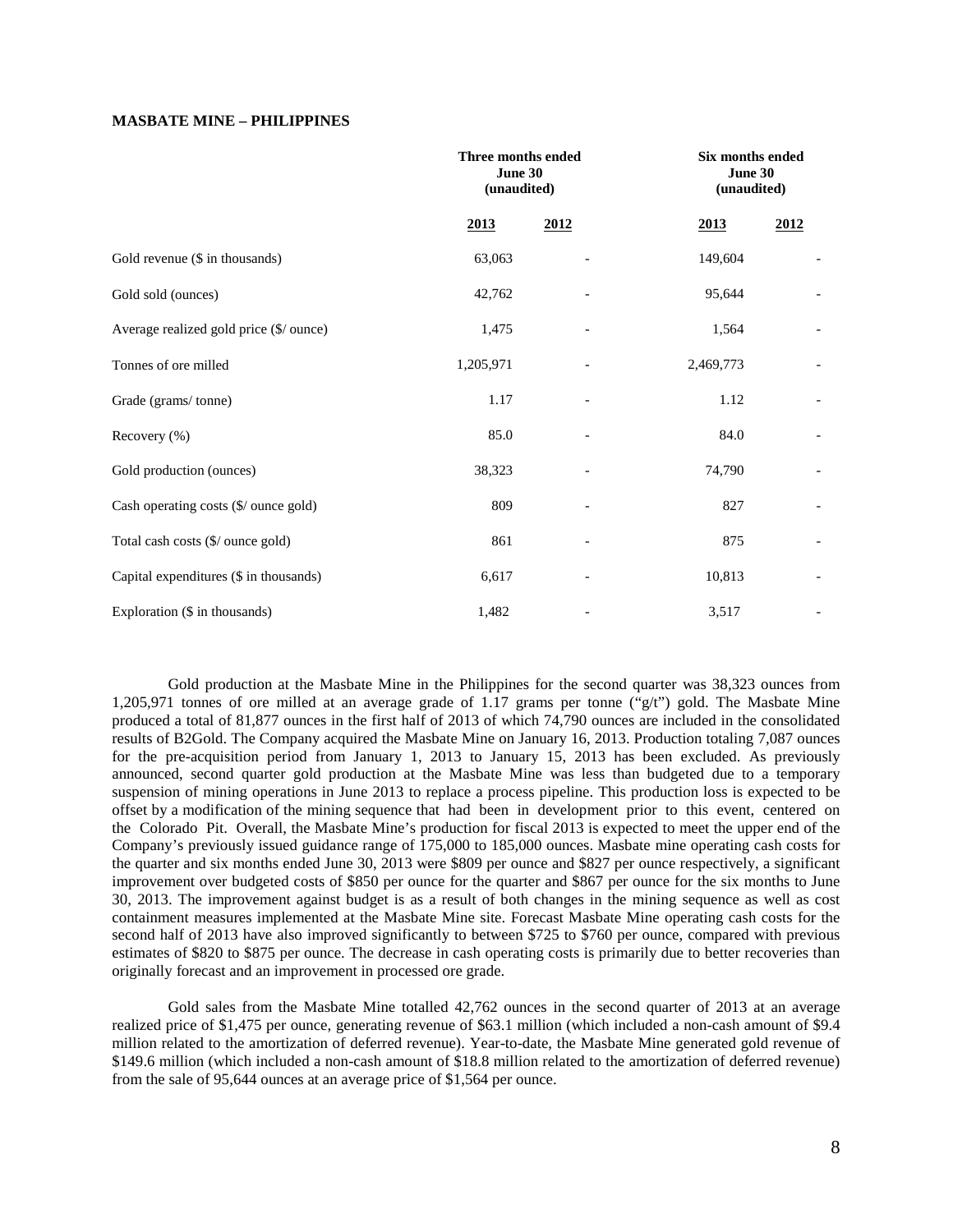**MASBATE MINE – PHILIPPINES**

| | Three months ended June 30 (unaudited) | | Six months ended June 30 (unaudited) | |
|---|---|---|---|---|
| | **2013** | **2012** | **2013** | **2012** |
| Gold revenue ($ in thousands) | 63,063 | - | 149,604 | - |
| Gold sold (ounces) | 42,762 | - | 95,644 | - |
| Average realized gold price ($/ ounce) | 1,475 | - | 1,564 | - |
| Tonnes of ore milled | 1,205,971 | - | 2,469,773 | - |
| Grade (grams/ tonne) | 1.17 | - | 1.12 | - |
| Recovery (%) | 85.0 | - | 84.0 | - |
| Gold production (ounces) | 38,323 | - | 74,790 | - |
| Cash operating costs ($/ ounce gold) | 809 | - | 827 | - |
| Total cash costs ($/ ounce gold) | 861 | - | 875 | - |
| Capital expenditures ($ in thousands) | 6,617 | - | 10,813 | - |
| Exploration ($ in thousands) | 1,482 | - | 3,517 | - |

Gold production at the Masbate Mine in the Philippines for the second quarter was 38,323 ounces from 1,205,971 tonnes of ore milled at an average grade of 1.17 grams per tonne ("g/t") gold. The Masbate Mine produced a total of 81,877 ounces in the first half of 2013 of which 74,790 ounces are included in the consolidated results of B2Gold. The Company acquired the Masbate Mine on January 16, 2013. Production totaling 7,087 ounces for the pre-acquisition period from January 1, 2013 to January 15, 2013 has been excluded. As previously announced, second quarter gold production at the Masbate Mine was less than budgeted due to a temporary suspension of mining operations in June 2013 to replace a process pipeline. This production loss is expected to be offset by a modification of the mining sequence that had been in development prior to this event, centered on the Colorado Pit. Overall, the Masbate Mine's production for fiscal 2013 is expected to meet the upper end of the Company's previously issued guidance range of 175,000 to 185,000 ounces. Masbate mine operating cash costs for the quarter and six months ended June 30, 2013 were $809 per ounce and $827 per ounce respectively, a significant improvement over budgeted costs of $850 per ounce for the quarter and $867 per ounce for the six months to June 30, 2013. The improvement against budget is as a result of both changes in the mining sequence as well as cost containment measures implemented at the Masbate Mine site. Forecast Masbate Mine operating cash costs for the second half of 2013 have also improved significantly to between $725 to $760 per ounce, compared with previous estimates of $820 to $875 per ounce. The decrease in cash operating costs is primarily due to better recoveries than originally forecast and an improvement in processed ore grade.

Gold sales from the Masbate Mine totalled 42,762 ounces in the second quarter of 2013 at an average realized price of $1,475 per ounce, generating revenue of $63.1 million (which included a non-cash amount of $9.4 million related to the amortization of deferred revenue). Year-to-date, the Masbate Mine generated gold revenue of $149.6 million (which included a non-cash amount of $18.8 million related to the amortization of deferred revenue) from the sale of 95,644 ounces at an average price of $1,564 per ounce.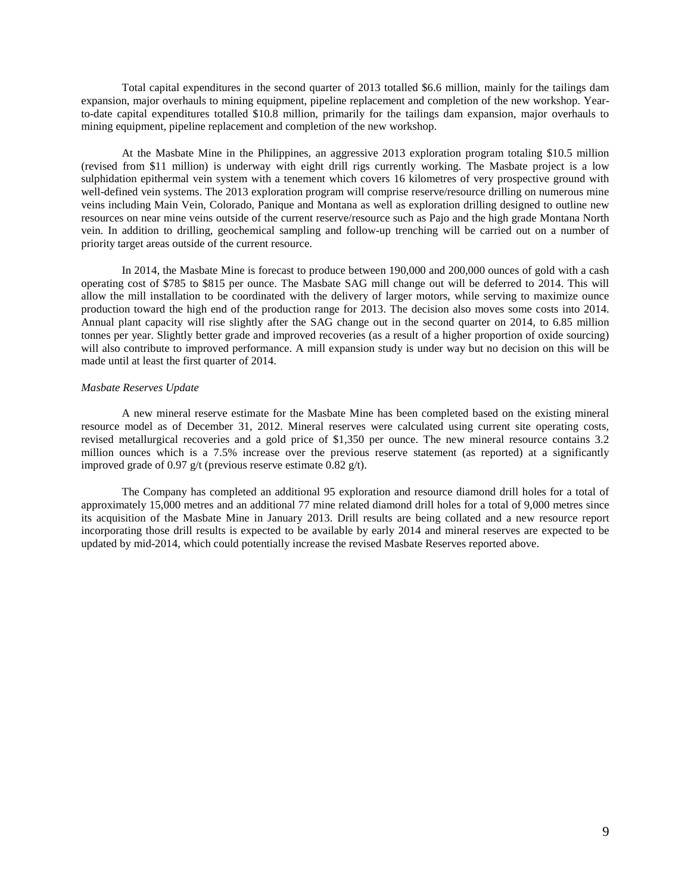Total capital expenditures in the second quarter of 2013 totalled $6.6 million, mainly for the tailings dam expansion, major overhauls to mining equipment, pipeline replacement and completion of the new workshop. Year-to-date capital expenditures totalled $10.8 million, primarily for the tailings dam expansion, major overhauls to mining equipment, pipeline replacement and completion of the new workshop.

At the Masbate Mine in the Philippines, an aggressive 2013 exploration program totaling $10.5 million (revised from $11 million) is underway with eight drill rigs currently working. The Masbate project is a low sulphidation epithermal vein system with a tenement which covers 16 kilometres of very prospective ground with well-defined vein systems. The 2013 exploration program will comprise reserve/resource drilling on numerous mine veins including Main Vein, Colorado, Panique and Montana as well as exploration drilling designed to outline new resources on near mine veins outside of the current reserve/resource such as Pajo and the high grade Montana North vein. In addition to drilling, geochemical sampling and follow-up trenching will be carried out on a number of priority target areas outside of the current resource.

In 2014, the Masbate Mine is forecast to produce between 190,000 and 200,000 ounces of gold with a cash operating cost of $785 to $815 per ounce. The Masbate SAG mill change out will be deferred to 2014. This will allow the mill installation to be coordinated with the delivery of larger motors, while serving to maximize ounce production toward the high end of the production range for 2013. The decision also moves some costs into 2014. Annual plant capacity will rise slightly after the SAG change out in the second quarter on 2014, to 6.85 million tonnes per year. Slightly better grade and improved recoveries (as a result of a higher proportion of oxide sourcing) will also contribute to improved performance. A mill expansion study is under way but no decision on this will be made until at least the first quarter of 2014.

*Masbate Reserves Update*

A new mineral reserve estimate for the Masbate Mine has been completed based on the existing mineral resource model as of December 31, 2012. Mineral reserves were calculated using current site operating costs, revised metallurgical recoveries and a gold price of $1,350 per ounce. The new mineral resource contains 3.2 million ounces which is a 7.5% increase over the previous reserve statement (as reported) at a significantly improved grade of 0.97 g/t (previous reserve estimate 0.82 g/t).

The Company has completed an additional 95 exploration and resource diamond drill holes for a total of approximately 15,000 metres and an additional 77 mine related diamond drill holes for a total of 9,000 metres since its acquisition of the Masbate Mine in January 2013. Drill results are being collated and a new resource report incorporating those drill results is expected to be available by early 2014 and mineral reserves are expected to be updated by mid-2014, which could potentially increase the revised Masbate Reserves reported above.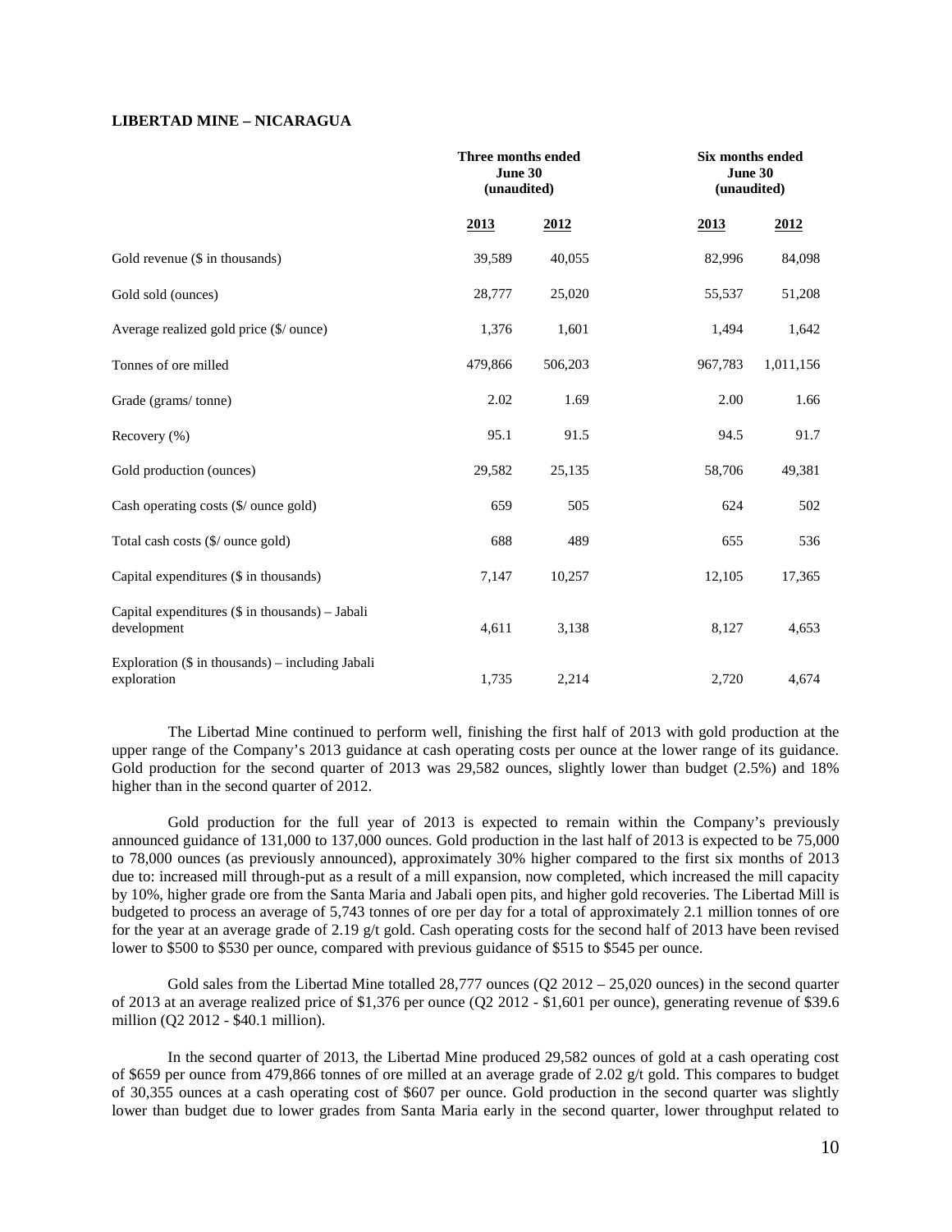**LIBERTAD MINE – NICARAGUA**

| | Three months ended June 30 (unaudited) | | Six months ended June 30 (unaudited) | |
|---|---|---|---|---|
| | 2013 | 2012 | 2013 | 2012 |
| Gold revenue ($ in thousands) | 39,589 | 40,055 | 82,996 | 84,098 |
| Gold sold (ounces) | 28,777 | 25,020 | 55,537 | 51,208 |
| Average realized gold price ($/ ounce) | 1,376 | 1,601 | 1,494 | 1,642 |
| Tonnes of ore milled | 479,866 | 506,203 | 967,783 | 1,011,156 |
| Grade (grams/ tonne) | 2.02 | 1.69 | 2.00 | 1.66 |
| Recovery (%) | 95.1 | 91.5 | 94.5 | 91.7 |
| Gold production (ounces) | 29,582 | 25,135 | 58,706 | 49,381 |
| Cash operating costs ($/ ounce gold) | 659 | 505 | 624 | 502 |
| Total cash costs ($/ ounce gold) | 688 | 489 | 655 | 536 |
| Capital expenditures ($ in thousands) | 7,147 | 10,257 | 12,105 | 17,365 |
| Capital expenditures ($ in thousands) – Jabali development | 4,611 | 3,138 | 8,127 | 4,653 |
| Exploration ($ in thousands) – including Jabali exploration | 1,735 | 2,214 | 2,720 | 4,674 |

The Libertad Mine continued to perform well, finishing the first half of 2013 with gold production at the upper range of the Company's 2013 guidance at cash operating costs per ounce at the lower range of its guidance. Gold production for the second quarter of 2013 was 29,582 ounces, slightly lower than budget (2.5%) and 18% higher than in the second quarter of 2012.

Gold production for the full year of 2013 is expected to remain within the Company's previously announced guidance of 131,000 to 137,000 ounces. Gold production in the last half of 2013 is expected to be 75,000 to 78,000 ounces (as previously announced), approximately 30% higher compared to the first six months of 2013 due to: increased mill through-put as a result of a mill expansion, now completed, which increased the mill capacity by 10%, higher grade ore from the Santa Maria and Jabali open pits, and higher gold recoveries. The Libertad Mill is budgeted to process an average of 5,743 tonnes of ore per day for a total of approximately 2.1 million tonnes of ore for the year at an average grade of 2.19 g/t gold. Cash operating costs for the second half of 2013 have been revised lower to $500 to $530 per ounce, compared with previous guidance of $515 to $545 per ounce.

Gold sales from the Libertad Mine totalled 28,777 ounces (Q2 2012 – 25,020 ounces) in the second quarter of 2013 at an average realized price of $1,376 per ounce (Q2 2012 - $1,601 per ounce), generating revenue of $39.6 million (Q2 2012 - $40.1 million).

In the second quarter of 2013, the Libertad Mine produced 29,582 ounces of gold at a cash operating cost of $659 per ounce from 479,866 tonnes of ore milled at an average grade of 2.02 g/t gold. This compares to budget of 30,355 ounces at a cash operating cost of $607 per ounce. Gold production in the second quarter was slightly lower than budget due to lower grades from Santa Maria early in the second quarter, lower throughput related to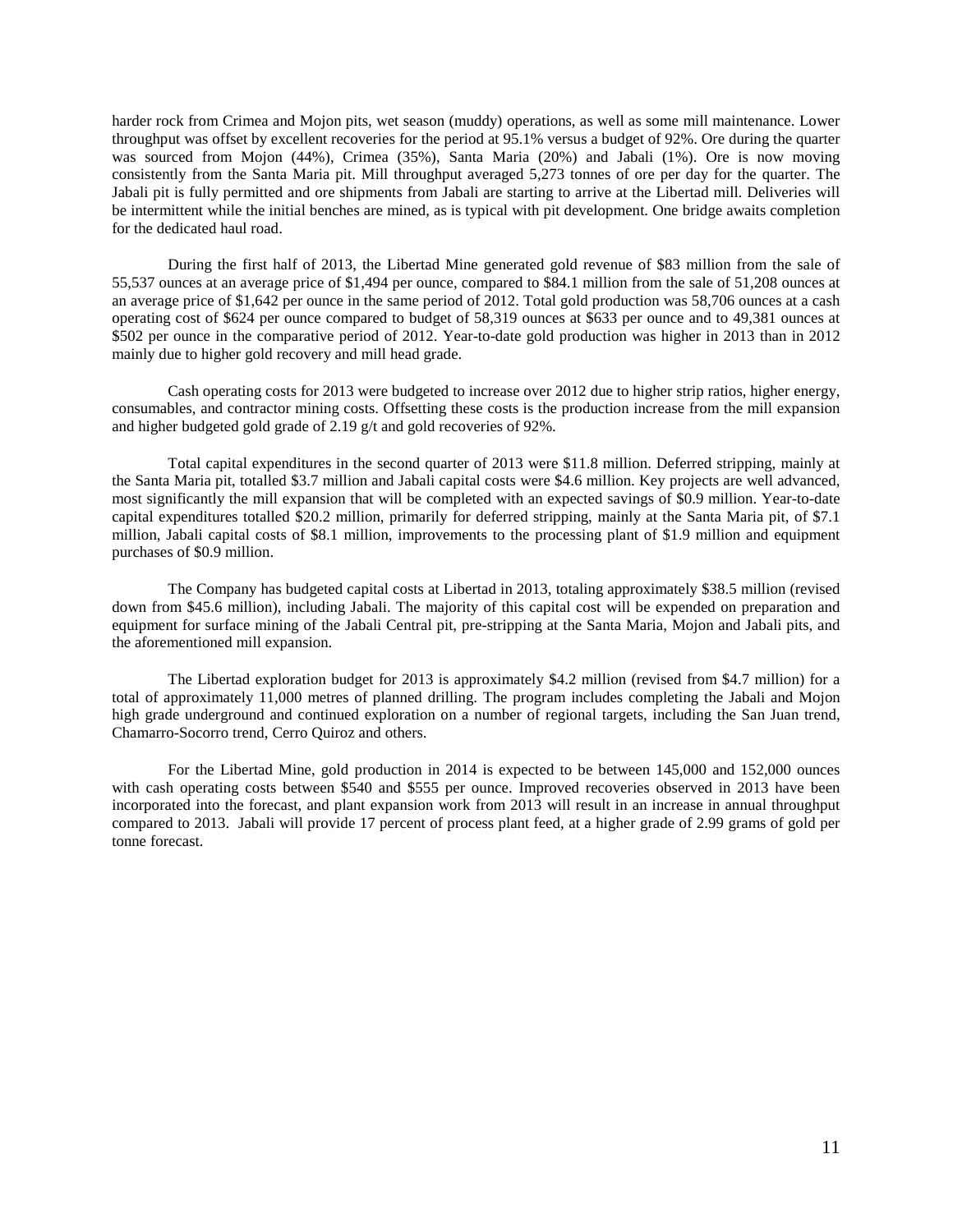harder rock from Crimea and Mojon pits, wet season (muddy) operations, as well as some mill maintenance. Lower throughput was offset by excellent recoveries for the period at 95.1% versus a budget of 92%. Ore during the quarter was sourced from Mojon (44%), Crimea (35%), Santa Maria (20%) and Jabali (1%). Ore is now moving consistently from the Santa Maria pit. Mill throughput averaged 5,273 tonnes of ore per day for the quarter. The Jabali pit is fully permitted and ore shipments from Jabali are starting to arrive at the Libertad mill. Deliveries will be intermittent while the initial benches are mined, as is typical with pit development. One bridge awaits completion for the dedicated haul road.

During the first half of 2013, the Libertad Mine generated gold revenue of $83 million from the sale of 55,537 ounces at an average price of $1,494 per ounce, compared to $84.1 million from the sale of 51,208 ounces at an average price of $1,642 per ounce in the same period of 2012. Total gold production was 58,706 ounces at a cash operating cost of $624 per ounce compared to budget of 58,319 ounces at $633 per ounce and to 49,381 ounces at $502 per ounce in the comparative period of 2012. Year-to-date gold production was higher in 2013 than in 2012 mainly due to higher gold recovery and mill head grade.

Cash operating costs for 2013 were budgeted to increase over 2012 due to higher strip ratios, higher energy, consumables, and contractor mining costs. Offsetting these costs is the production increase from the mill expansion and higher budgeted gold grade of 2.19 g/t and gold recoveries of 92%.

Total capital expenditures in the second quarter of 2013 were $11.8 million. Deferred stripping, mainly at the Santa Maria pit, totalled $3.7 million and Jabali capital costs were $4.6 million. Key projects are well advanced, most significantly the mill expansion that will be completed with an expected savings of $0.9 million. Year-to-date capital expenditures totalled $20.2 million, primarily for deferred stripping, mainly at the Santa Maria pit, of $7.1 million, Jabali capital costs of $8.1 million, improvements to the processing plant of $1.9 million and equipment purchases of $0.9 million.

The Company has budgeted capital costs at Libertad in 2013, totaling approximately $38.5 million (revised down from $45.6 million), including Jabali. The majority of this capital cost will be expended on preparation and equipment for surface mining of the Jabali Central pit, pre-stripping at the Santa Maria, Mojon and Jabali pits, and the aforementioned mill expansion.

The Libertad exploration budget for 2013 is approximately $4.2 million (revised from $4.7 million) for a total of approximately 11,000 metres of planned drilling. The program includes completing the Jabali and Mojon high grade underground and continued exploration on a number of regional targets, including the San Juan trend, Chamarro-Socorro trend, Cerro Quiroz and others.

For the Libertad Mine, gold production in 2014 is expected to be between 145,000 and 152,000 ounces with cash operating costs between $540 and $555 per ounce. Improved recoveries observed in 2013 have been incorporated into the forecast, and plant expansion work from 2013 will result in an increase in annual throughput compared to 2013. Jabali will provide 17 percent of process plant feed, at a higher grade of 2.99 grams of gold per tonne forecast.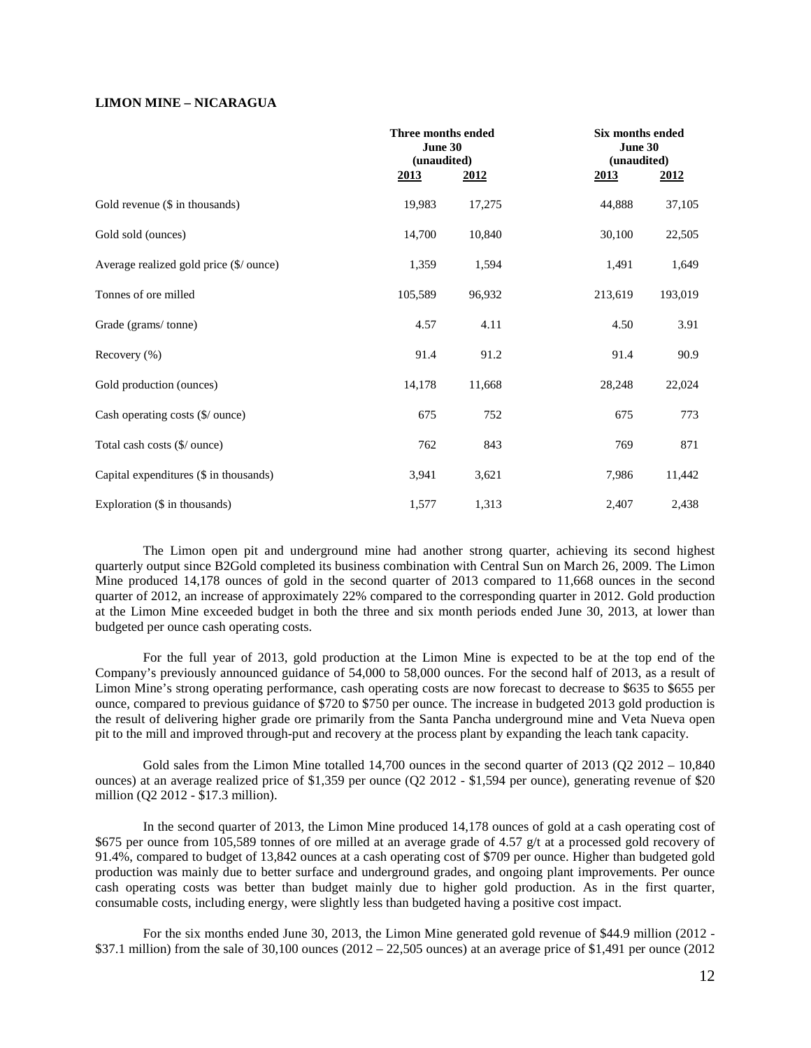### LIMON MINE – NICARAGUA

| | Three months ended June 30 (unaudited) | | Six months ended June 30 (unaudited) | |
|---|---|---|---|---|
| | **2013** | **2012** | **2013** | **2012** |
| Gold revenue ($ in thousands) | 19,983 | 17,275 | 44,888 | 37,105 |
| Gold sold (ounces) | 14,700 | 10,840 | 30,100 | 22,505 |
| Average realized gold price ($/ ounce) | 1,359 | 1,594 | 1,491 | 1,649 |
| Tonnes of ore milled | 105,589 | 96,932 | 213,619 | 193,019 |
| Grade (grams/ tonne) | 4.57 | 4.11 | 4.50 | 3.91 |
| Recovery (%) | 91.4 | 91.2 | 91.4 | 90.9 |
| Gold production (ounces) | 14,178 | 11,668 | 28,248 | 22,024 |
| Cash operating costs ($/ ounce) | 675 | 752 | 675 | 773 |
| Total cash costs ($/ ounce) | 762 | 843 | 769 | 871 |
| Capital expenditures ($ in thousands) | 3,941 | 3,621 | 7,986 | 11,442 |
| Exploration ($ in thousands) | 1,577 | 1,313 | 2,407 | 2,438 |

The Limon open pit and underground mine had another strong quarter, achieving its second highest quarterly output since B2Gold completed its business combination with Central Sun on March 26, 2009. The Limon Mine produced 14,178 ounces of gold in the second quarter of 2013 compared to 11,668 ounces in the second quarter of 2012, an increase of approximately 22% compared to the corresponding quarter in 2012. Gold production at the Limon Mine exceeded budget in both the three and six month periods ended June 30, 2013, at lower than budgeted per ounce cash operating costs.

For the full year of 2013, gold production at the Limon Mine is expected to be at the top end of the Company's previously announced guidance of 54,000 to 58,000 ounces. For the second half of 2013, as a result of Limon Mine's strong operating performance, cash operating costs are now forecast to decrease to $635 to $655 per ounce, compared to previous guidance of $720 to $750 per ounce. The increase in budgeted 2013 gold production is the result of delivering higher grade ore primarily from the Santa Pancha underground mine and Veta Nueva open pit to the mill and improved through-put and recovery at the process plant by expanding the leach tank capacity.

Gold sales from the Limon Mine totalled 14,700 ounces in the second quarter of 2013 (Q2 2012 – 10,840 ounces) at an average realized price of $1,359 per ounce (Q2 2012 - $1,594 per ounce), generating revenue of $20 million (Q2 2012 - $17.3 million).

In the second quarter of 2013, the Limon Mine produced 14,178 ounces of gold at a cash operating cost of $675 per ounce from 105,589 tonnes of ore milled at an average grade of 4.57 g/t at a processed gold recovery of 91.4%, compared to budget of 13,842 ounces at a cash operating cost of $709 per ounce. Higher than budgeted gold production was mainly due to better surface and underground grades, and ongoing plant improvements. Per ounce cash operating costs was better than budget mainly due to higher gold production. As in the first quarter, consumable costs, including energy, were slightly less than budgeted having a positive cost impact.

For the six months ended June 30, 2013, the Limon Mine generated gold revenue of $44.9 million (2012 - $37.1 million) from the sale of 30,100 ounces (2012 – 22,505 ounces) at an average price of $1,491 per ounce (2012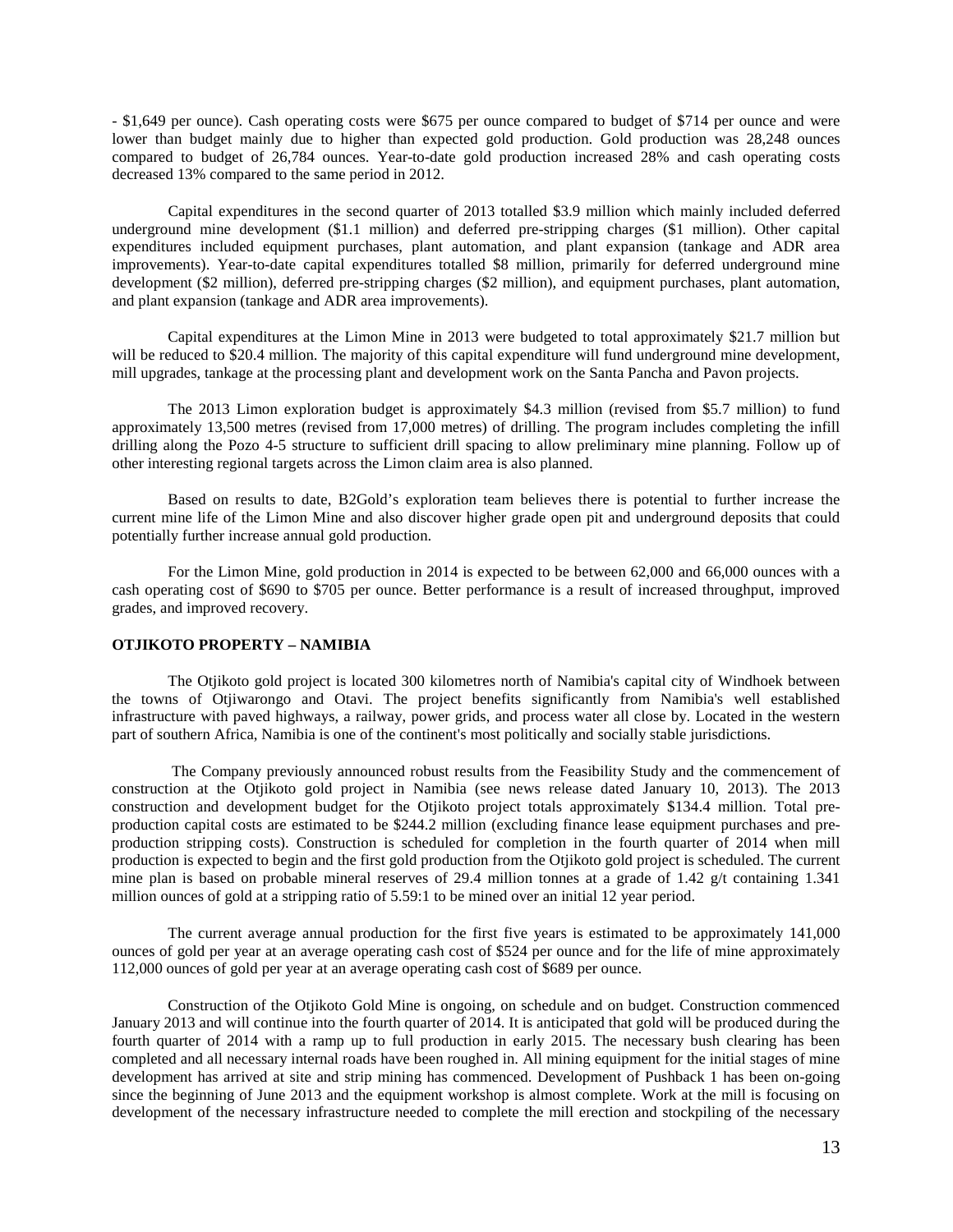- $1,649 per ounce). Cash operating costs were $675 per ounce compared to budget of $714 per ounce and were lower than budget mainly due to higher than expected gold production. Gold production was 28,248 ounces compared to budget of 26,784 ounces. Year-to-date gold production increased 28% and cash operating costs decreased 13% compared to the same period in 2012.

Capital expenditures in the second quarter of 2013 totalled $3.9 million which mainly included deferred underground mine development ($1.1 million) and deferred pre-stripping charges ($1 million). Other capital expenditures included equipment purchases, plant automation, and plant expansion (tankage and ADR area improvements). Year-to-date capital expenditures totalled $8 million, primarily for deferred underground mine development ($2 million), deferred pre-stripping charges ($2 million), and equipment purchases, plant automation, and plant expansion (tankage and ADR area improvements).

Capital expenditures at the Limon Mine in 2013 were budgeted to total approximately $21.7 million but will be reduced to $20.4 million. The majority of this capital expenditure will fund underground mine development, mill upgrades, tankage at the processing plant and development work on the Santa Pancha and Pavon projects.

The 2013 Limon exploration budget is approximately $4.3 million (revised from $5.7 million) to fund approximately 13,500 metres (revised from 17,000 metres) of drilling. The program includes completing the infill drilling along the Pozo 4-5 structure to sufficient drill spacing to allow preliminary mine planning. Follow up of other interesting regional targets across the Limon claim area is also planned.

Based on results to date, B2Gold's exploration team believes there is potential to further increase the current mine life of the Limon Mine and also discover higher grade open pit and underground deposits that could potentially further increase annual gold production.

For the Limon Mine, gold production in 2014 is expected to be between 62,000 and 66,000 ounces with a cash operating cost of $690 to $705 per ounce. Better performance is a result of increased throughput, improved grades, and improved recovery.

**OTJIKOTO PROPERTY – NAMIBIA**

The Otjikoto gold project is located 300 kilometres north of Namibia's capital city of Windhoek between the towns of Otjiwarongo and Otavi. The project benefits significantly from Namibia's well established infrastructure with paved highways, a railway, power grids, and process water all close by. Located in the western part of southern Africa, Namibia is one of the continent's most politically and socially stable jurisdictions.

The Company previously announced robust results from the Feasibility Study and the commencement of construction at the Otjikoto gold project in Namibia (see news release dated January 10, 2013). The 2013 construction and development budget for the Otjikoto project totals approximately $134.4 million. Total pre-production capital costs are estimated to be $244.2 million (excluding finance lease equipment purchases and pre-production stripping costs). Construction is scheduled for completion in the fourth quarter of 2014 when mill production is expected to begin and the first gold production from the Otjikoto gold project is scheduled. The current mine plan is based on probable mineral reserves of 29.4 million tonnes at a grade of 1.42 g/t containing 1.341 million ounces of gold at a stripping ratio of 5.59:1 to be mined over an initial 12 year period.

The current average annual production for the first five years is estimated to be approximately 141,000 ounces of gold per year at an average operating cash cost of $524 per ounce and for the life of mine approximately 112,000 ounces of gold per year at an average operating cash cost of $689 per ounce.

Construction of the Otjikoto Gold Mine is ongoing, on schedule and on budget. Construction commenced January 2013 and will continue into the fourth quarter of 2014. It is anticipated that gold will be produced during the fourth quarter of 2014 with a ramp up to full production in early 2015. The necessary bush clearing has been completed and all necessary internal roads have been roughed in. All mining equipment for the initial stages of mine development has arrived at site and strip mining has commenced. Development of Pushback 1 has been on-going since the beginning of June 2013 and the equipment workshop is almost complete. Work at the mill is focusing on development of the necessary infrastructure needed to complete the mill erection and stockpiling of the necessary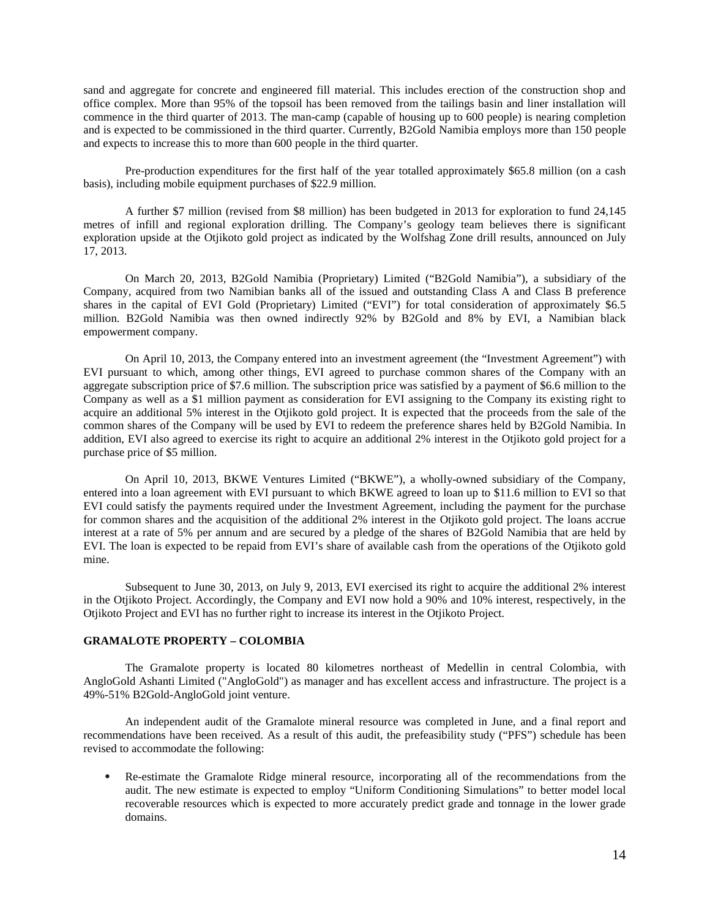sand and aggregate for concrete and engineered fill material. This includes erection of the construction shop and office complex. More than 95% of the topsoil has been removed from the tailings basin and liner installation will commence in the third quarter of 2013. The man-camp (capable of housing up to 600 people) is nearing completion and is expected to be commissioned in the third quarter. Currently, B2Gold Namibia employs more than 150 people and expects to increase this to more than 600 people in the third quarter.

Pre-production expenditures for the first half of the year totalled approximately \$65.8 million (on a cash basis), including mobile equipment purchases of \$22.9 million.

A further \$7 million (revised from \$8 million) has been budgeted in 2013 for exploration to fund 24,145 metres of infill and regional exploration drilling. The Company's geology team believes there is significant exploration upside at the Otjikoto gold project as indicated by the Wolfshag Zone drill results, announced on July 17, 2013.

On March 20, 2013, B2Gold Namibia (Proprietary) Limited ("B2Gold Namibia"), a subsidiary of the Company, acquired from two Namibian banks all of the issued and outstanding Class A and Class B preference shares in the capital of EVI Gold (Proprietary) Limited ("EVI") for total consideration of approximately \$6.5 million. B2Gold Namibia was then owned indirectly 92% by B2Gold and 8% by EVI, a Namibian black empowerment company.

On April 10, 2013, the Company entered into an investment agreement (the "Investment Agreement") with EVI pursuant to which, among other things, EVI agreed to purchase common shares of the Company with an aggregate subscription price of \$7.6 million. The subscription price was satisfied by a payment of \$6.6 million to the Company as well as a \$1 million payment as consideration for EVI assigning to the Company its existing right to acquire an additional 5% interest in the Otjikoto gold project. It is expected that the proceeds from the sale of the common shares of the Company will be used by EVI to redeem the preference shares held by B2Gold Namibia. In addition, EVI also agreed to exercise its right to acquire an additional 2% interest in the Otjikoto gold project for a purchase price of \$5 million.

On April 10, 2013, BKWE Ventures Limited ("BKWE"), a wholly-owned subsidiary of the Company, entered into a loan agreement with EVI pursuant to which BKWE agreed to loan up to \$11.6 million to EVI so that EVI could satisfy the payments required under the Investment Agreement, including the payment for the purchase for common shares and the acquisition of the additional 2% interest in the Otjikoto gold project. The loans accrue interest at a rate of 5% per annum and are secured by a pledge of the shares of B2Gold Namibia that are held by EVI. The loan is expected to be repaid from EVI's share of available cash from the operations of the Otjikoto gold mine.

Subsequent to June 30, 2013, on July 9, 2013, EVI exercised its right to acquire the additional 2% interest in the Otjikoto Project. Accordingly, the Company and EVI now hold a 90% and 10% interest, respectively, in the Otjikoto Project and EVI has no further right to increase its interest in the Otjikoto Project.

## GRAMALOTE PROPERTY – COLOMBIA

The Gramalote property is located 80 kilometres northeast of Medellin in central Colombia, with AngloGold Ashanti Limited ("AngloGold") as manager and has excellent access and infrastructure. The project is a 49%-51% B2Gold-AngloGold joint venture.

An independent audit of the Gramalote mineral resource was completed in June, and a final report and recommendations have been received. As a result of this audit, the prefeasibility study ("PFS") schedule has been revised to accommodate the following:

- Re-estimate the Gramalote Ridge mineral resource, incorporating all of the recommendations from the audit. The new estimate is expected to employ "Uniform Conditioning Simulations" to better model local recoverable resources which is expected to more accurately predict grade and tonnage in the lower grade domains.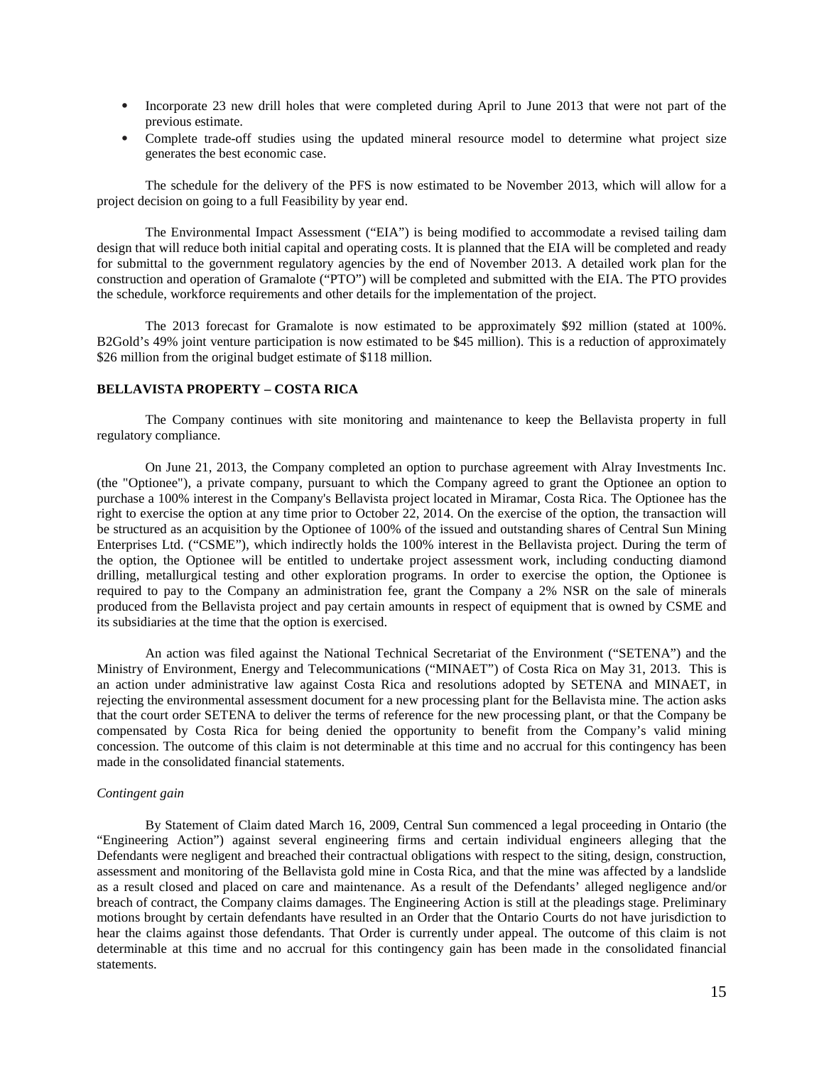- Incorporate 23 new drill holes that were completed during April to June 2013 that were not part of the previous estimate.
- Complete trade-off studies using the updated mineral resource model to determine what project size generates the best economic case.

The schedule for the delivery of the PFS is now estimated to be November 2013, which will allow for a project decision on going to a full Feasibility by year end.

The Environmental Impact Assessment ("EIA") is being modified to accommodate a revised tailing dam design that will reduce both initial capital and operating costs. It is planned that the EIA will be completed and ready for submittal to the government regulatory agencies by the end of November 2013. A detailed work plan for the construction and operation of Gramalote ("PTO") will be completed and submitted with the EIA. The PTO provides the schedule, workforce requirements and other details for the implementation of the project.

The 2013 forecast for Gramalote is now estimated to be approximately $92 million (stated at 100%. B2Gold's 49% joint venture participation is now estimated to be $45 million). This is a reduction of approximately $26 million from the original budget estimate of $118 million.

**BELLAVISTA PROPERTY – COSTA RICA**

The Company continues with site monitoring and maintenance to keep the Bellavista property in full regulatory compliance.

On June 21, 2013, the Company completed an option to purchase agreement with Alray Investments Inc. (the "Optionee"), a private company, pursuant to which the Company agreed to grant the Optionee an option to purchase a 100% interest in the Company's Bellavista project located in Miramar, Costa Rica. The Optionee has the right to exercise the option at any time prior to October 22, 2014. On the exercise of the option, the transaction will be structured as an acquisition by the Optionee of 100% of the issued and outstanding shares of Central Sun Mining Enterprises Ltd. ("CSME"), which indirectly holds the 100% interest in the Bellavista project. During the term of the option, the Optionee will be entitled to undertake project assessment work, including conducting diamond drilling, metallurgical testing and other exploration programs. In order to exercise the option, the Optionee is required to pay to the Company an administration fee, grant the Company a 2% NSR on the sale of minerals produced from the Bellavista project and pay certain amounts in respect of equipment that is owned by CSME and its subsidiaries at the time that the option is exercised.

An action was filed against the National Technical Secretariat of the Environment ("SETENA") and the Ministry of Environment, Energy and Telecommunications ("MINAET") of Costa Rica on May 31, 2013. This is an action under administrative law against Costa Rica and resolutions adopted by SETENA and MINAET, in rejecting the environmental assessment document for a new processing plant for the Bellavista mine. The action asks that the court order SETENA to deliver the terms of reference for the new processing plant, or that the Company be compensated by Costa Rica for being denied the opportunity to benefit from the Company's valid mining concession. The outcome of this claim is not determinable at this time and no accrual for this contingency has been made in the consolidated financial statements.

*Contingent gain*

By Statement of Claim dated March 16, 2009, Central Sun commenced a legal proceeding in Ontario (the "Engineering Action") against several engineering firms and certain individual engineers alleging that the Defendants were negligent and breached their contractual obligations with respect to the siting, design, construction, assessment and monitoring of the Bellavista gold mine in Costa Rica, and that the mine was affected by a landslide as a result closed and placed on care and maintenance. As a result of the Defendants' alleged negligence and/or breach of contract, the Company claims damages. The Engineering Action is still at the pleadings stage. Preliminary motions brought by certain defendants have resulted in an Order that the Ontario Courts do not have jurisdiction to hear the claims against those defendants. That Order is currently under appeal. The outcome of this claim is not determinable at this time and no accrual for this contingency gain has been made in the consolidated financial statements.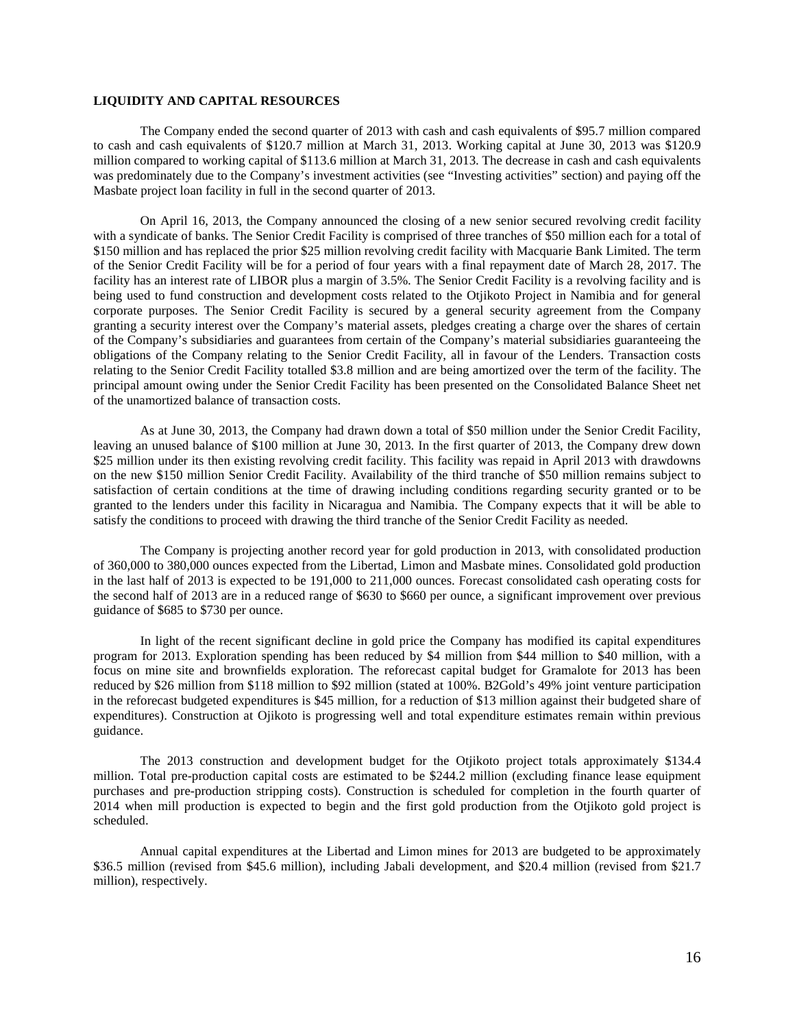**LIQUIDITY AND CAPITAL RESOURCES**

The Company ended the second quarter of 2013 with cash and cash equivalents of $95.7 million compared to cash and cash equivalents of $120.7 million at March 31, 2013. Working capital at June 30, 2013 was $120.9 million compared to working capital of $113.6 million at March 31, 2013. The decrease in cash and cash equivalents was predominately due to the Company's investment activities (see "Investing activities" section) and paying off the Masbate project loan facility in full in the second quarter of 2013.

On April 16, 2013, the Company announced the closing of a new senior secured revolving credit facility with a syndicate of banks. The Senior Credit Facility is comprised of three tranches of $50 million each for a total of $150 million and has replaced the prior $25 million revolving credit facility with Macquarie Bank Limited. The term of the Senior Credit Facility will be for a period of four years with a final repayment date of March 28, 2017. The facility has an interest rate of LIBOR plus a margin of 3.5%. The Senior Credit Facility is a revolving facility and is being used to fund construction and development costs related to the Otjikoto Project in Namibia and for general corporate purposes. The Senior Credit Facility is secured by a general security agreement from the Company granting a security interest over the Company's material assets, pledges creating a charge over the shares of certain of the Company's subsidiaries and guarantees from certain of the Company's material subsidiaries guaranteeing the obligations of the Company relating to the Senior Credit Facility, all in favour of the Lenders. Transaction costs relating to the Senior Credit Facility totalled $3.8 million and are being amortized over the term of the facility. The principal amount owing under the Senior Credit Facility has been presented on the Consolidated Balance Sheet net of the unamortized balance of transaction costs.

As at June 30, 2013, the Company had drawn down a total of $50 million under the Senior Credit Facility, leaving an unused balance of $100 million at June 30, 2013. In the first quarter of 2013, the Company drew down $25 million under its then existing revolving credit facility. This facility was repaid in April 2013 with drawdowns on the new $150 million Senior Credit Facility. Availability of the third tranche of $50 million remains subject to satisfaction of certain conditions at the time of drawing including conditions regarding security granted or to be granted to the lenders under this facility in Nicaragua and Namibia. The Company expects that it will be able to satisfy the conditions to proceed with drawing the third tranche of the Senior Credit Facility as needed.

The Company is projecting another record year for gold production in 2013, with consolidated production of 360,000 to 380,000 ounces expected from the Libertad, Limon and Masbate mines. Consolidated gold production in the last half of 2013 is expected to be 191,000 to 211,000 ounces. Forecast consolidated cash operating costs for the second half of 2013 are in a reduced range of $630 to $660 per ounce, a significant improvement over previous guidance of $685 to $730 per ounce.

In light of the recent significant decline in gold price the Company has modified its capital expenditures program for 2013. Exploration spending has been reduced by $4 million from $44 million to $40 million, with a focus on mine site and brownfields exploration. The reforecast capital budget for Gramalote for 2013 has been reduced by $26 million from $118 million to $92 million (stated at 100%. B2Gold's 49% joint venture participation in the reforecast budgeted expenditures is $45 million, for a reduction of $13 million against their budgeted share of expenditures). Construction at Ojikoto is progressing well and total expenditure estimates remain within previous guidance.

The 2013 construction and development budget for the Otjikoto project totals approximately $134.4 million. Total pre-production capital costs are estimated to be $244.2 million (excluding finance lease equipment purchases and pre-production stripping costs). Construction is scheduled for completion in the fourth quarter of 2014 when mill production is expected to begin and the first gold production from the Otjikoto gold project is scheduled.

Annual capital expenditures at the Libertad and Limon mines for 2013 are budgeted to be approximately $36.5 million (revised from $45.6 million), including Jabali development, and $20.4 million (revised from $21.7 million), respectively.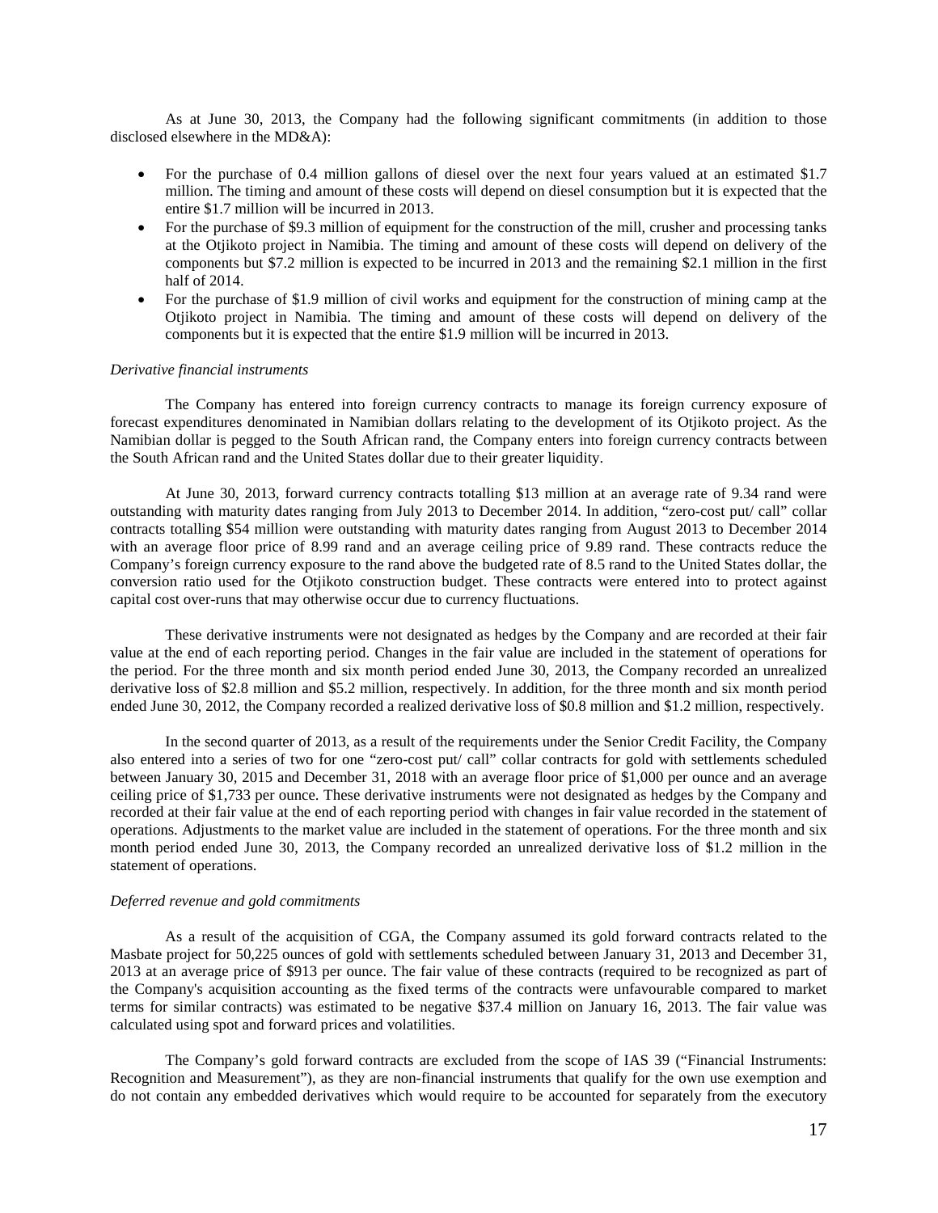As at June 30, 2013, the Company had the following significant commitments (in addition to those disclosed elsewhere in the MD&A):

- For the purchase of 0.4 million gallons of diesel over the next four years valued at an estimated $1.7 million. The timing and amount of these costs will depend on diesel consumption but it is expected that the entire $1.7 million will be incurred in 2013.
- For the purchase of $9.3 million of equipment for the construction of the mill, crusher and processing tanks at the Otjikoto project in Namibia. The timing and amount of these costs will depend on delivery of the components but $7.2 million is expected to be incurred in 2013 and the remaining $2.1 million in the first half of 2014.
- For the purchase of $1.9 million of civil works and equipment for the construction of mining camp at the Otjikoto project in Namibia. The timing and amount of these costs will depend on delivery of the components but it is expected that the entire $1.9 million will be incurred in 2013.

*Derivative financial instruments*

The Company has entered into foreign currency contracts to manage its foreign currency exposure of forecast expenditures denominated in Namibian dollars relating to the development of its Otjikoto project. As the Namibian dollar is pegged to the South African rand, the Company enters into foreign currency contracts between the South African rand and the United States dollar due to their greater liquidity.

At June 30, 2013, forward currency contracts totalling $13 million at an average rate of 9.34 rand were outstanding with maturity dates ranging from July 2013 to December 2014. In addition, "zero-cost put/ call" collar contracts totalling $54 million were outstanding with maturity dates ranging from August 2013 to December 2014 with an average floor price of 8.99 rand and an average ceiling price of 9.89 rand. These contracts reduce the Company's foreign currency exposure to the rand above the budgeted rate of 8.5 rand to the United States dollar, the conversion ratio used for the Otjikoto construction budget. These contracts were entered into to protect against capital cost over-runs that may otherwise occur due to currency fluctuations.

These derivative instruments were not designated as hedges by the Company and are recorded at their fair value at the end of each reporting period. Changes in the fair value are included in the statement of operations for the period. For the three month and six month period ended June 30, 2013, the Company recorded an unrealized derivative loss of $2.8 million and $5.2 million, respectively. In addition, for the three month and six month period ended June 30, 2012, the Company recorded a realized derivative loss of $0.8 million and $1.2 million, respectively.

In the second quarter of 2013, as a result of the requirements under the Senior Credit Facility, the Company also entered into a series of two for one "zero-cost put/ call" collar contracts for gold with settlements scheduled between January 30, 2015 and December 31, 2018 with an average floor price of $1,000 per ounce and an average ceiling price of $1,733 per ounce. These derivative instruments were not designated as hedges by the Company and recorded at their fair value at the end of each reporting period with changes in fair value recorded in the statement of operations. Adjustments to the market value are included in the statement of operations. For the three month and six month period ended June 30, 2013, the Company recorded an unrealized derivative loss of $1.2 million in the statement of operations.

*Deferred revenue and gold commitments*

As a result of the acquisition of CGA, the Company assumed its gold forward contracts related to the Masbate project for 50,225 ounces of gold with settlements scheduled between January 31, 2013 and December 31, 2013 at an average price of $913 per ounce. The fair value of these contracts (required to be recognized as part of the Company's acquisition accounting as the fixed terms of the contracts were unfavourable compared to market terms for similar contracts) was estimated to be negative $37.4 million on January 16, 2013. The fair value was calculated using spot and forward prices and volatilities.

The Company's gold forward contracts are excluded from the scope of IAS 39 ("Financial Instruments: Recognition and Measurement"), as they are non-financial instruments that qualify for the own use exemption and do not contain any embedded derivatives which would require to be accounted for separately from the executory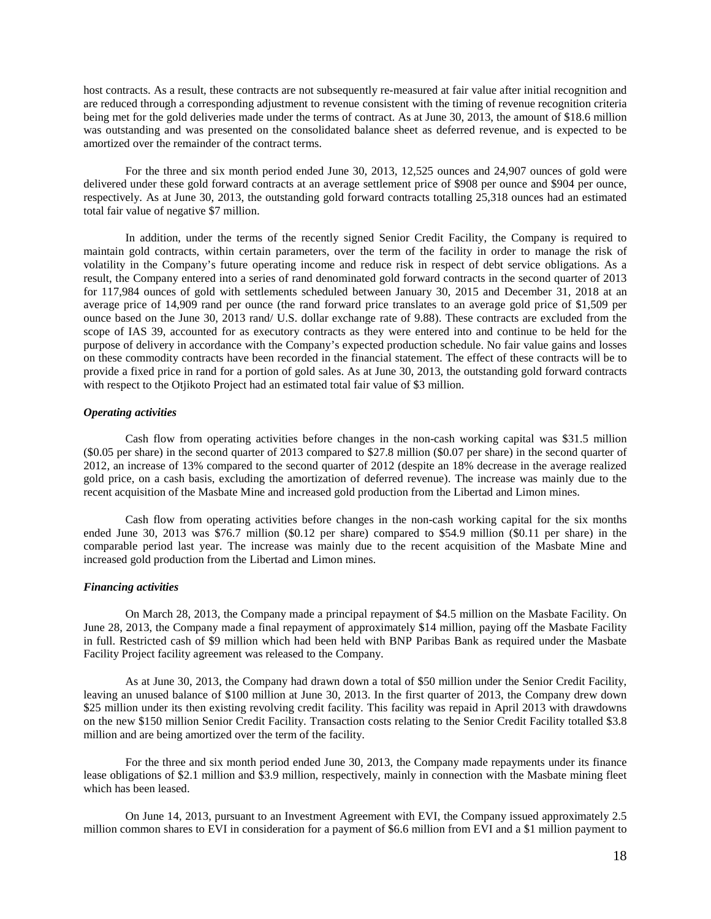host contracts. As a result, these contracts are not subsequently re-measured at fair value after initial recognition and are reduced through a corresponding adjustment to revenue consistent with the timing of revenue recognition criteria being met for the gold deliveries made under the terms of contract. As at June 30, 2013, the amount of $18.6 million was outstanding and was presented on the consolidated balance sheet as deferred revenue, and is expected to be amortized over the remainder of the contract terms.

For the three and six month period ended June 30, 2013, 12,525 ounces and 24,907 ounces of gold were delivered under these gold forward contracts at an average settlement price of $908 per ounce and $904 per ounce, respectively. As at June 30, 2013, the outstanding gold forward contracts totalling 25,318 ounces had an estimated total fair value of negative $7 million.

In addition, under the terms of the recently signed Senior Credit Facility, the Company is required to maintain gold contracts, within certain parameters, over the term of the facility in order to manage the risk of volatility in the Company's future operating income and reduce risk in respect of debt service obligations. As a result, the Company entered into a series of rand denominated gold forward contracts in the second quarter of 2013 for 117,984 ounces of gold with settlements scheduled between January 30, 2015 and December 31, 2018 at an average price of 14,909 rand per ounce (the rand forward price translates to an average gold price of $1,509 per ounce based on the June 30, 2013 rand/ U.S. dollar exchange rate of 9.88). These contracts are excluded from the scope of IAS 39, accounted for as executory contracts as they were entered into and continue to be held for the purpose of delivery in accordance with the Company's expected production schedule. No fair value gains and losses on these commodity contracts have been recorded in the financial statement. The effect of these contracts will be to provide a fixed price in rand for a portion of gold sales. As at June 30, 2013, the outstanding gold forward contracts with respect to the Otjikoto Project had an estimated total fair value of $3 million.

***Operating activities***

Cash flow from operating activities before changes in the non-cash working capital was $31.5 million ($0.05 per share) in the second quarter of 2013 compared to $27.8 million ($0.07 per share) in the second quarter of 2012, an increase of 13% compared to the second quarter of 2012 (despite an 18% decrease in the average realized gold price, on a cash basis, excluding the amortization of deferred revenue). The increase was mainly due to the recent acquisition of the Masbate Mine and increased gold production from the Libertad and Limon mines.

Cash flow from operating activities before changes in the non-cash working capital for the six months ended June 30, 2013 was $76.7 million ($0.12 per share) compared to $54.9 million ($0.11 per share) in the comparable period last year. The increase was mainly due to the recent acquisition of the Masbate Mine and increased gold production from the Libertad and Limon mines.

***Financing activities***

On March 28, 2013, the Company made a principal repayment of $4.5 million on the Masbate Facility. On June 28, 2013, the Company made a final repayment of approximately $14 million, paying off the Masbate Facility in full. Restricted cash of $9 million which had been held with BNP Paribas Bank as required under the Masbate Facility Project facility agreement was released to the Company.

As at June 30, 2013, the Company had drawn down a total of $50 million under the Senior Credit Facility, leaving an unused balance of $100 million at June 30, 2013. In the first quarter of 2013, the Company drew down $25 million under its then existing revolving credit facility. This facility was repaid in April 2013 with drawdowns on the new $150 million Senior Credit Facility. Transaction costs relating to the Senior Credit Facility totalled $3.8 million and are being amortized over the term of the facility.

For the three and six month period ended June 30, 2013, the Company made repayments under its finance lease obligations of $2.1 million and $3.9 million, respectively, mainly in connection with the Masbate mining fleet which has been leased.

On June 14, 2013, pursuant to an Investment Agreement with EVI, the Company issued approximately 2.5 million common shares to EVI in consideration for a payment of $6.6 million from EVI and a $1 million payment to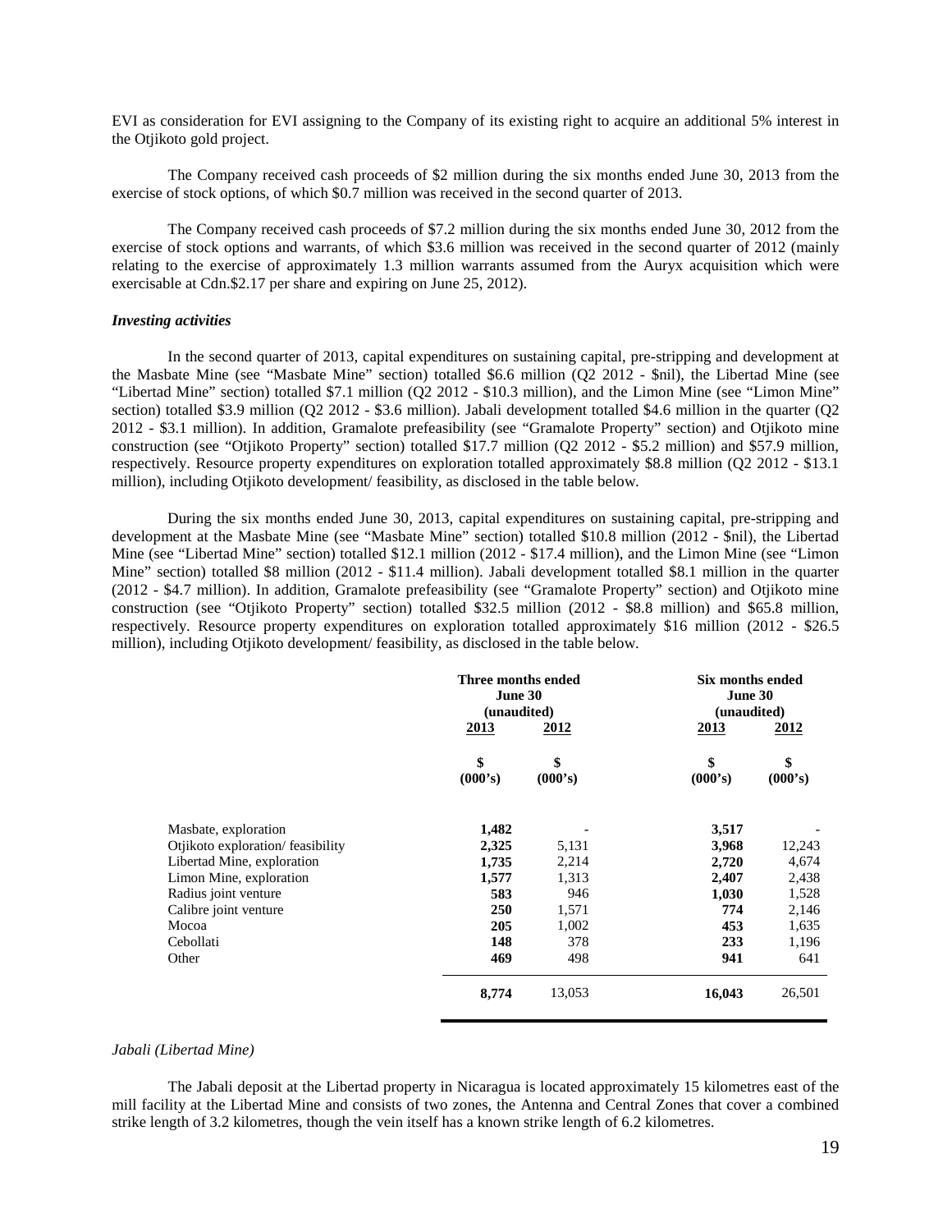EVI as consideration for EVI assigning to the Company of its existing right to acquire an additional 5% interest in the Otjikoto gold project.

The Company received cash proceeds of $2 million during the six months ended June 30, 2013 from the exercise of stock options, of which $0.7 million was received in the second quarter of 2013.

The Company received cash proceeds of $7.2 million during the six months ended June 30, 2012 from the exercise of stock options and warrants, of which $3.6 million was received in the second quarter of 2012 (mainly relating to the exercise of approximately 1.3 million warrants assumed from the Auryx acquisition which were exercisable at Cdn.$2.17 per share and expiring on June 25, 2012).

***Investing activities***

In the second quarter of 2013, capital expenditures on sustaining capital, pre-stripping and development at the Masbate Mine (see "Masbate Mine" section) totalled $6.6 million (Q2 2012 - $nil), the Libertad Mine (see "Libertad Mine" section) totalled $7.1 million (Q2 2012 - $10.3 million), and the Limon Mine (see "Limon Mine" section) totalled $3.9 million (Q2 2012 - $3.6 million). Jabali development totalled $4.6 million in the quarter (Q2 2012 - $3.1 million). In addition, Gramalote prefeasibility (see "Gramalote Property" section) and Otjikoto mine construction (see "Otjikoto Property" section) totalled $17.7 million (Q2 2012 - $5.2 million) and $57.9 million, respectively. Resource property expenditures on exploration totalled approximately $8.8 million (Q2 2012 - $13.1 million), including Otjikoto development/ feasibility, as disclosed in the table below.

During the six months ended June 30, 2013, capital expenditures on sustaining capital, pre-stripping and development at the Masbate Mine (see "Masbate Mine" section) totalled $10.8 million (2012 - $nil), the Libertad Mine (see "Libertad Mine" section) totalled $12.1 million (2012 - $17.4 million), and the Limon Mine (see "Limon Mine" section) totalled $8 million (2012 - $11.4 million). Jabali development totalled $8.1 million in the quarter (2012 - $4.7 million). In addition, Gramalote prefeasibility (see "Gramalote Property" section) and Otjikoto mine construction (see "Otjikoto Property" section) totalled $32.5 million (2012 - $8.8 million) and $65.8 million, respectively. Resource property expenditures on exploration totalled approximately $16 million (2012 - $26.5 million), including Otjikoto development/ feasibility, as disclosed in the table below.

| | Three months ended June 30 (unaudited) | | Six months ended June 30 (unaudited) | |
|---|---|---|---|---|
| | 2013 | 2012 | 2013 | 2012 |
| | $ (000's) | $ (000's) | $ (000's) | $ (000's) |
| Masbate, exploration | **1,482** | - | **3,517** | - |
| Otjikoto exploration/ feasibility | **2,325** | 5,131 | **3,968** | 12,243 |
| Libertad Mine, exploration | **1,735** | 2,214 | **2,720** | 4,674 |
| Limon Mine, exploration | **1,577** | 1,313 | **2,407** | 2,438 |
| Radius joint venture | **583** | 946 | **1,030** | 1,528 |
| Calibre joint venture | **250** | 1,571 | **774** | 2,146 |
| Mocoa | **205** | 1,002 | **453** | 1,635 |
| Cebollati | **148** | 378 | **233** | 1,196 |
| Other | **469** | 498 | **941** | 641 |
| | **8,774** | 13,053 | **16,043** | 26,501 |

*Jabali (Libertad Mine)*

The Jabali deposit at the Libertad property in Nicaragua is located approximately 15 kilometres east of the mill facility at the Libertad Mine and consists of two zones, the Antenna and Central Zones that cover a combined strike length of 3.2 kilometres, though the vein itself has a known strike length of 6.2 kilometres.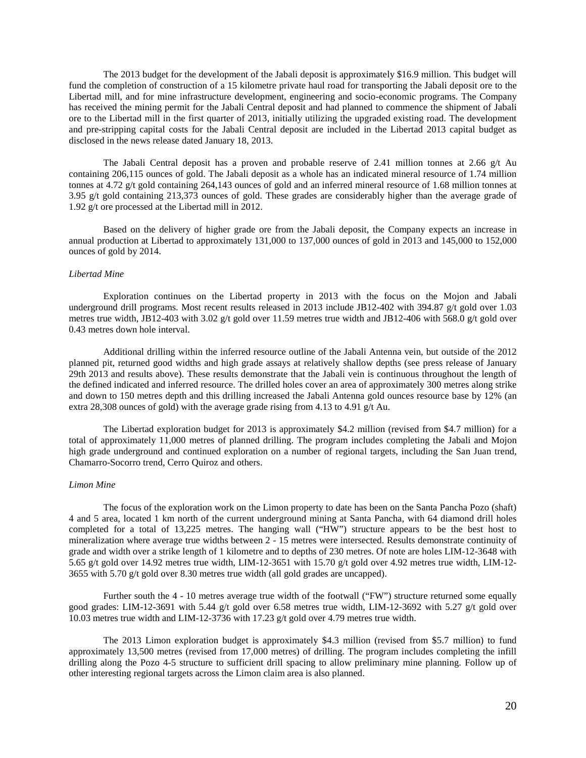The 2013 budget for the development of the Jabali deposit is approximately $16.9 million. This budget will fund the completion of construction of a 15 kilometre private haul road for transporting the Jabali deposit ore to the Libertad mill, and for mine infrastructure development, engineering and socio-economic programs. The Company has received the mining permit for the Jabali Central deposit and had planned to commence the shipment of Jabali ore to the Libertad mill in the first quarter of 2013, initially utilizing the upgraded existing road. The development and pre-stripping capital costs for the Jabali Central deposit are included in the Libertad 2013 capital budget as disclosed in the news release dated January 18, 2013.

The Jabali Central deposit has a proven and probable reserve of 2.41 million tonnes at 2.66 g/t Au containing 206,115 ounces of gold. The Jabali deposit as a whole has an indicated mineral resource of 1.74 million tonnes at 4.72 g/t gold containing 264,143 ounces of gold and an inferred mineral resource of 1.68 million tonnes at 3.95 g/t gold containing 213,373 ounces of gold. These grades are considerably higher than the average grade of 1.92 g/t ore processed at the Libertad mill in 2012.

Based on the delivery of higher grade ore from the Jabali deposit, the Company expects an increase in annual production at Libertad to approximately 131,000 to 137,000 ounces of gold in 2013 and 145,000 to 152,000 ounces of gold by 2014.

*Libertad Mine*

Exploration continues on the Libertad property in 2013 with the focus on the Mojon and Jabali underground drill programs. Most recent results released in 2013 include JB12-402 with 394.87 g/t gold over 1.03 metres true width, JB12-403 with 3.02 g/t gold over 11.59 metres true width and JB12-406 with 568.0 g/t gold over 0.43 metres down hole interval.

Additional drilling within the inferred resource outline of the Jabali Antenna vein, but outside of the 2012 planned pit, returned good widths and high grade assays at relatively shallow depths (see press release of January 29th 2013 and results above). These results demonstrate that the Jabali vein is continuous throughout the length of the defined indicated and inferred resource. The drilled holes cover an area of approximately 300 metres along strike and down to 150 metres depth and this drilling increased the Jabali Antenna gold ounces resource base by 12% (an extra 28,308 ounces of gold) with the average grade rising from 4.13 to 4.91 g/t Au.

The Libertad exploration budget for 2013 is approximately $4.2 million (revised from $4.7 million) for a total of approximately 11,000 metres of planned drilling. The program includes completing the Jabali and Mojon high grade underground and continued exploration on a number of regional targets, including the San Juan trend, Chamarro-Socorro trend, Cerro Quiroz and others.

*Limon Mine*

The focus of the exploration work on the Limon property to date has been on the Santa Pancha Pozo (shaft) 4 and 5 area, located 1 km north of the current underground mining at Santa Pancha, with 64 diamond drill holes completed for a total of 13,225 metres. The hanging wall ("HW") structure appears to be the best host to mineralization where average true widths between 2 - 15 metres were intersected. Results demonstrate continuity of grade and width over a strike length of 1 kilometre and to depths of 230 metres. Of note are holes LIM-12-3648 with 5.65 g/t gold over 14.92 metres true width, LIM-12-3651 with 15.70 g/t gold over 4.92 metres true width, LIM-12-3655 with 5.70 g/t gold over 8.30 metres true width (all gold grades are uncapped).

Further south the 4 - 10 metres average true width of the footwall ("FW") structure returned some equally good grades: LIM-12-3691 with 5.44 g/t gold over 6.58 metres true width, LIM-12-3692 with 5.27 g/t gold over 10.03 metres true width and LIM-12-3736 with 17.23 g/t gold over 4.79 metres true width.

The 2013 Limon exploration budget is approximately $4.3 million (revised from $5.7 million) to fund approximately 13,500 metres (revised from 17,000 metres) of drilling. The program includes completing the infill drilling along the Pozo 4-5 structure to sufficient drill spacing to allow preliminary mine planning. Follow up of other interesting regional targets across the Limon claim area is also planned.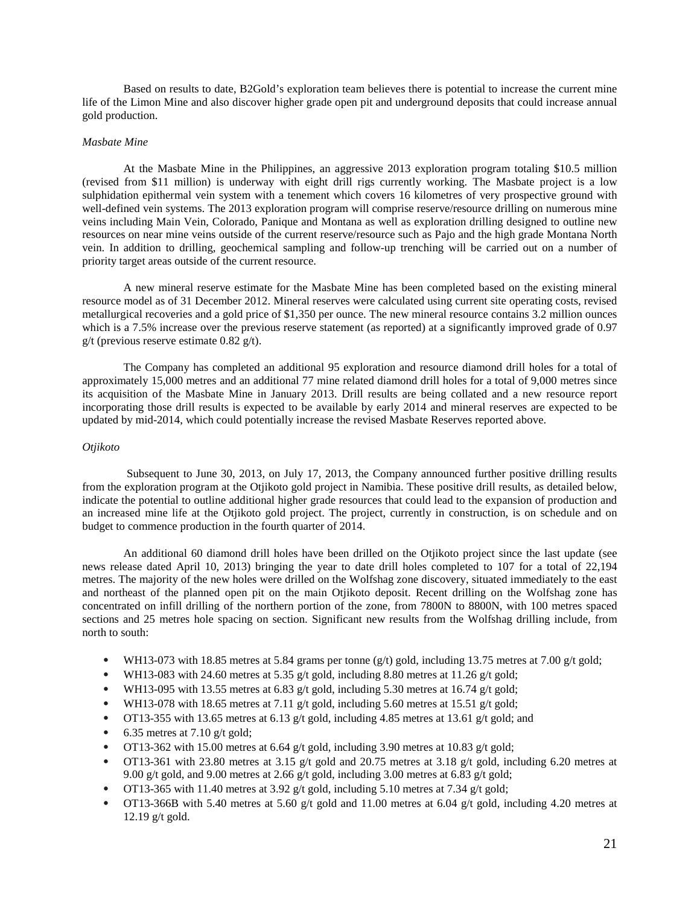Based on results to date, B2Gold's exploration team believes there is potential to increase the current mine life of the Limon Mine and also discover higher grade open pit and underground deposits that could increase annual gold production.

*Masbate Mine*

At the Masbate Mine in the Philippines, an aggressive 2013 exploration program totaling $10.5 million (revised from $11 million) is underway with eight drill rigs currently working. The Masbate project is a low sulphidation epithermal vein system with a tenement which covers 16 kilometres of very prospective ground with well-defined vein systems. The 2013 exploration program will comprise reserve/resource drilling on numerous mine veins including Main Vein, Colorado, Panique and Montana as well as exploration drilling designed to outline new resources on near mine veins outside of the current reserve/resource such as Pajo and the high grade Montana North vein. In addition to drilling, geochemical sampling and follow-up trenching will be carried out on a number of priority target areas outside of the current resource.

A new mineral reserve estimate for the Masbate Mine has been completed based on the existing mineral resource model as of 31 December 2012. Mineral reserves were calculated using current site operating costs, revised metallurgical recoveries and a gold price of $1,350 per ounce. The new mineral resource contains 3.2 million ounces which is a 7.5% increase over the previous reserve statement (as reported) at a significantly improved grade of 0.97 g/t (previous reserve estimate 0.82 g/t).

The Company has completed an additional 95 exploration and resource diamond drill holes for a total of approximately 15,000 metres and an additional 77 mine related diamond drill holes for a total of 9,000 metres since its acquisition of the Masbate Mine in January 2013. Drill results are being collated and a new resource report incorporating those drill results is expected to be available by early 2014 and mineral reserves are expected to be updated by mid-2014, which could potentially increase the revised Masbate Reserves reported above.

*Otjikoto*

Subsequent to June 30, 2013, on July 17, 2013, the Company announced further positive drilling results from the exploration program at the Otjikoto gold project in Namibia. These positive drill results, as detailed below, indicate the potential to outline additional higher grade resources that could lead to the expansion of production and an increased mine life at the Otjikoto gold project. The project, currently in construction, is on schedule and on budget to commence production in the fourth quarter of 2014.

An additional 60 diamond drill holes have been drilled on the Otjikoto project since the last update (see news release dated April 10, 2013) bringing the year to date drill holes completed to 107 for a total of 22,194 metres. The majority of the new holes were drilled on the Wolfshag zone discovery, situated immediately to the east and northeast of the planned open pit on the main Otjikoto deposit. Recent drilling on the Wolfshag zone has concentrated on infill drilling of the northern portion of the zone, from 7800N to 8800N, with 100 metres spaced sections and 25 metres hole spacing on section. Significant new results from the Wolfshag drilling include, from north to south:

- WH13-073 with 18.85 metres at 5.84 grams per tonne (g/t) gold, including 13.75 metres at 7.00 g/t gold;
- WH13-083 with 24.60 metres at 5.35 g/t gold, including 8.80 metres at 11.26 g/t gold;
- WH13-095 with 13.55 metres at 6.83 g/t gold, including 5.30 metres at 16.74 g/t gold;
- WH13-078 with 18.65 metres at 7.11 g/t gold, including 5.60 metres at 15.51 g/t gold;
- OT13-355 with 13.65 metres at 6.13 g/t gold, including 4.85 metres at 13.61 g/t gold; and
- 6.35 metres at 7.10 g/t gold;
- OT13-362 with 15.00 metres at 6.64 g/t gold, including 3.90 metres at 10.83 g/t gold;
- OT13-361 with 23.80 metres at 3.15 g/t gold and 20.75 metres at 3.18 g/t gold, including 6.20 metres at 9.00 g/t gold, and 9.00 metres at 2.66 g/t gold, including 3.00 metres at 6.83 g/t gold;
- OT13-365 with 11.40 metres at 3.92 g/t gold, including 5.10 metres at 7.34 g/t gold;
- OT13-366B with 5.40 metres at 5.60 g/t gold and 11.00 metres at 6.04 g/t gold, including 4.20 metres at 12.19 g/t gold.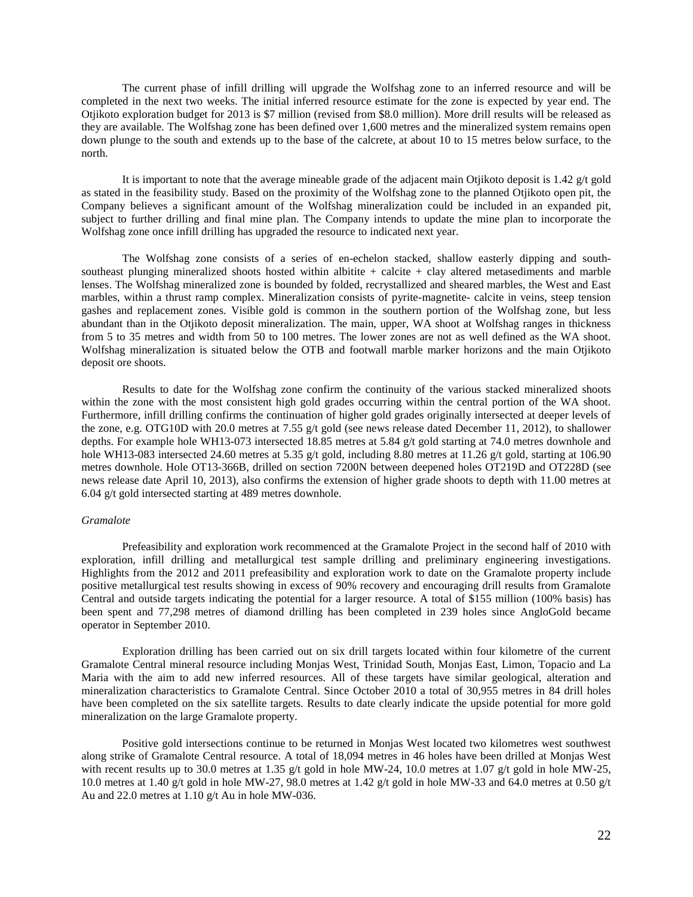The current phase of infill drilling will upgrade the Wolfshag zone to an inferred resource and will be completed in the next two weeks. The initial inferred resource estimate for the zone is expected by year end. The Otjikoto exploration budget for 2013 is $7 million (revised from $8.0 million). More drill results will be released as they are available. The Wolfshag zone has been defined over 1,600 metres and the mineralized system remains open down plunge to the south and extends up to the base of the calcrete, at about 10 to 15 metres below surface, to the north.

It is important to note that the average mineable grade of the adjacent main Otjikoto deposit is 1.42 g/t gold as stated in the feasibility study. Based on the proximity of the Wolfshag zone to the planned Otjikoto open pit, the Company believes a significant amount of the Wolfshag mineralization could be included in an expanded pit, subject to further drilling and final mine plan. The Company intends to update the mine plan to incorporate the Wolfshag zone once infill drilling has upgraded the resource to indicated next year.

The Wolfshag zone consists of a series of en-echelon stacked, shallow easterly dipping and south-southeast plunging mineralized shoots hosted within albitite + calcite + clay altered metasediments and marble lenses. The Wolfshag mineralized zone is bounded by folded, recrystallized and sheared marbles, the West and East marbles, within a thrust ramp complex. Mineralization consists of pyrite-magnetite- calcite in veins, steep tension gashes and replacement zones. Visible gold is common in the southern portion of the Wolfshag zone, but less abundant than in the Otjikoto deposit mineralization. The main, upper, WA shoot at Wolfshag ranges in thickness from 5 to 35 metres and width from 50 to 100 metres. The lower zones are not as well defined as the WA shoot. Wolfshag mineralization is situated below the OTB and footwall marble marker horizons and the main Otjikoto deposit ore shoots.

Results to date for the Wolfshag zone confirm the continuity of the various stacked mineralized shoots within the zone with the most consistent high gold grades occurring within the central portion of the WA shoot. Furthermore, infill drilling confirms the continuation of higher gold grades originally intersected at deeper levels of the zone, e.g. OTG10D with 20.0 metres at 7.55 g/t gold (see news release dated December 11, 2012), to shallower depths. For example hole WH13-073 intersected 18.85 metres at 5.84 g/t gold starting at 74.0 metres downhole and hole WH13-083 intersected 24.60 metres at 5.35 g/t gold, including 8.80 metres at 11.26 g/t gold, starting at 106.90 metres downhole. Hole OT13-366B, drilled on section 7200N between deepened holes OT219D and OT228D (see news release date April 10, 2013), also confirms the extension of higher grade shoots to depth with 11.00 metres at 6.04 g/t gold intersected starting at 489 metres downhole.

*Gramalote*

Prefeasibility and exploration work recommenced at the Gramalote Project in the second half of 2010 with exploration, infill drilling and metallurgical test sample drilling and preliminary engineering investigations. Highlights from the 2012 and 2011 prefeasibility and exploration work to date on the Gramalote property include positive metallurgical test results showing in excess of 90% recovery and encouraging drill results from Gramalote Central and outside targets indicating the potential for a larger resource. A total of $155 million (100% basis) has been spent and 77,298 metres of diamond drilling has been completed in 239 holes since AngloGold became operator in September 2010.

Exploration drilling has been carried out on six drill targets located within four kilometre of the current Gramalote Central mineral resource including Monjas West, Trinidad South, Monjas East, Limon, Topacio and La Maria with the aim to add new inferred resources. All of these targets have similar geological, alteration and mineralization characteristics to Gramalote Central. Since October 2010 a total of 30,955 metres in 84 drill holes have been completed on the six satellite targets. Results to date clearly indicate the upside potential for more gold mineralization on the large Gramalote property.

Positive gold intersections continue to be returned in Monjas West located two kilometres west southwest along strike of Gramalote Central resource. A total of 18,094 metres in 46 holes have been drilled at Monjas West with recent results up to 30.0 metres at 1.35 g/t gold in hole MW-24, 10.0 metres at 1.07 g/t gold in hole MW-25, 10.0 metres at 1.40 g/t gold in hole MW-27, 98.0 metres at 1.42 g/t gold in hole MW-33 and 64.0 metres at 0.50 g/t Au and 22.0 metres at 1.10 g/t Au in hole MW-036.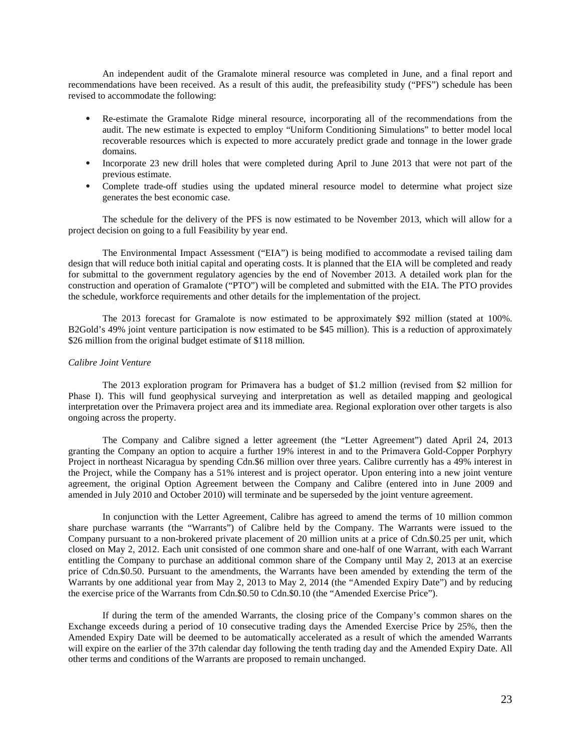An independent audit of the Gramalote mineral resource was completed in June, and a final report and recommendations have been received. As a result of this audit, the prefeasibility study ("PFS") schedule has been revised to accommodate the following:

- Re-estimate the Gramalote Ridge mineral resource, incorporating all of the recommendations from the audit. The new estimate is expected to employ "Uniform Conditioning Simulations" to better model local recoverable resources which is expected to more accurately predict grade and tonnage in the lower grade domains.
- Incorporate 23 new drill holes that were completed during April to June 2013 that were not part of the previous estimate.
- Complete trade-off studies using the updated mineral resource model to determine what project size generates the best economic case.

The schedule for the delivery of the PFS is now estimated to be November 2013, which will allow for a project decision on going to a full Feasibility by year end.

The Environmental Impact Assessment ("EIA") is being modified to accommodate a revised tailing dam design that will reduce both initial capital and operating costs. It is planned that the EIA will be completed and ready for submittal to the government regulatory agencies by the end of November 2013. A detailed work plan for the construction and operation of Gramalote ("PTO") will be completed and submitted with the EIA. The PTO provides the schedule, workforce requirements and other details for the implementation of the project.

The 2013 forecast for Gramalote is now estimated to be approximately $92 million (stated at 100%. B2Gold's 49% joint venture participation is now estimated to be $45 million). This is a reduction of approximately $26 million from the original budget estimate of $118 million.

*Calibre Joint Venture*

The 2013 exploration program for Primavera has a budget of $1.2 million (revised from $2 million for Phase I). This will fund geophysical surveying and interpretation as well as detailed mapping and geological interpretation over the Primavera project area and its immediate area. Regional exploration over other targets is also ongoing across the property.

The Company and Calibre signed a letter agreement (the "Letter Agreement") dated April 24, 2013 granting the Company an option to acquire a further 19% interest in and to the Primavera Gold-Copper Porphyry Project in northeast Nicaragua by spending Cdn.$6 million over three years. Calibre currently has a 49% interest in the Project, while the Company has a 51% interest and is project operator. Upon entering into a new joint venture agreement, the original Option Agreement between the Company and Calibre (entered into in June 2009 and amended in July 2010 and October 2010) will terminate and be superseded by the joint venture agreement.

In conjunction with the Letter Agreement, Calibre has agreed to amend the terms of 10 million common share purchase warrants (the "Warrants") of Calibre held by the Company. The Warrants were issued to the Company pursuant to a non-brokered private placement of 20 million units at a price of Cdn.$0.25 per unit, which closed on May 2, 2012. Each unit consisted of one common share and one-half of one Warrant, with each Warrant entitling the Company to purchase an additional common share of the Company until May 2, 2013 at an exercise price of Cdn.$0.50. Pursuant to the amendments, the Warrants have been amended by extending the term of the Warrants by one additional year from May 2, 2013 to May 2, 2014 (the "Amended Expiry Date") and by reducing the exercise price of the Warrants from Cdn.$0.50 to Cdn.$0.10 (the "Amended Exercise Price").

If during the term of the amended Warrants, the closing price of the Company's common shares on the Exchange exceeds during a period of 10 consecutive trading days the Amended Exercise Price by 25%, then the Amended Expiry Date will be deemed to be automatically accelerated as a result of which the amended Warrants will expire on the earlier of the 37th calendar day following the tenth trading day and the Amended Expiry Date. All other terms and conditions of the Warrants are proposed to remain unchanged.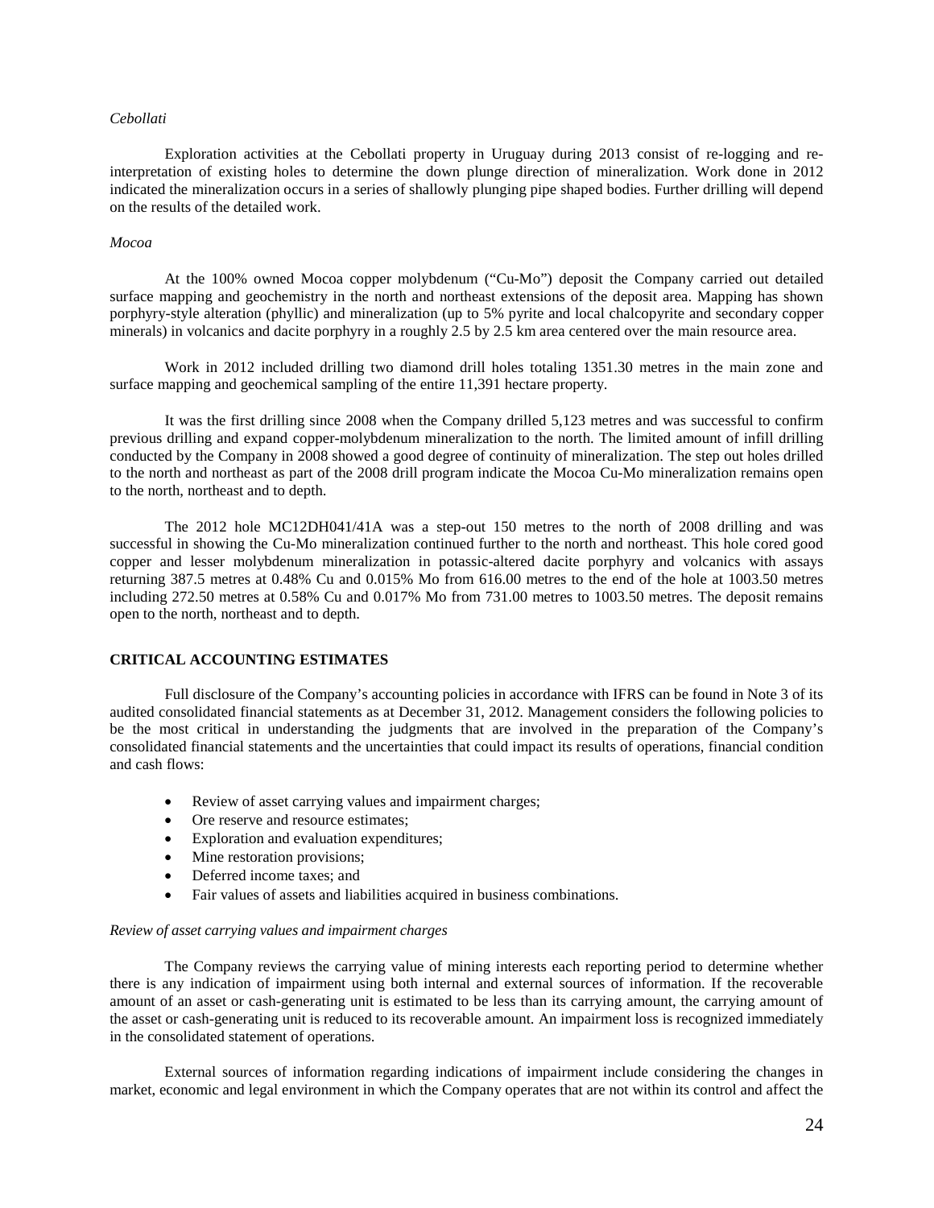*Cebollati*

Exploration activities at the Cebollati property in Uruguay during 2013 consist of re-logging and re-interpretation of existing holes to determine the down plunge direction of mineralization. Work done in 2012 indicated the mineralization occurs in a series of shallowly plunging pipe shaped bodies. Further drilling will depend on the results of the detailed work.

*Mocoa*

At the 100% owned Mocoa copper molybdenum ("Cu-Mo") deposit the Company carried out detailed surface mapping and geochemistry in the north and northeast extensions of the deposit area. Mapping has shown porphyry-style alteration (phyllic) and mineralization (up to 5% pyrite and local chalcopyrite and secondary copper minerals) in volcanics and dacite porphyry in a roughly 2.5 by 2.5 km area centered over the main resource area.

Work in 2012 included drilling two diamond drill holes totaling 1351.30 metres in the main zone and surface mapping and geochemical sampling of the entire 11,391 hectare property.

It was the first drilling since 2008 when the Company drilled 5,123 metres and was successful to confirm previous drilling and expand copper-molybdenum mineralization to the north. The limited amount of infill drilling conducted by the Company in 2008 showed a good degree of continuity of mineralization. The step out holes drilled to the north and northeast as part of the 2008 drill program indicate the Mocoa Cu-Mo mineralization remains open to the north, northeast and to depth.

The 2012 hole MC12DH041/41A was a step-out 150 metres to the north of 2008 drilling and was successful in showing the Cu-Mo mineralization continued further to the north and northeast. This hole cored good copper and lesser molybdenum mineralization in potassic-altered dacite porphyry and volcanics with assays returning 387.5 metres at 0.48% Cu and 0.015% Mo from 616.00 metres to the end of the hole at 1003.50 metres including 272.50 metres at 0.58% Cu and 0.017% Mo from 731.00 metres to 1003.50 metres. The deposit remains open to the north, northeast and to depth.

## CRITICAL ACCOUNTING ESTIMATES

Full disclosure of the Company's accounting policies in accordance with IFRS can be found in Note 3 of its audited consolidated financial statements as at December 31, 2012. Management considers the following policies to be the most critical in understanding the judgments that are involved in the preparation of the Company's consolidated financial statements and the uncertainties that could impact its results of operations, financial condition and cash flows:

- Review of asset carrying values and impairment charges;
- Ore reserve and resource estimates;
- Exploration and evaluation expenditures;
- Mine restoration provisions;
- Deferred income taxes; and
- Fair values of assets and liabilities acquired in business combinations.

*Review of asset carrying values and impairment charges*

The Company reviews the carrying value of mining interests each reporting period to determine whether there is any indication of impairment using both internal and external sources of information. If the recoverable amount of an asset or cash-generating unit is estimated to be less than its carrying amount, the carrying amount of the asset or cash-generating unit is reduced to its recoverable amount. An impairment loss is recognized immediately in the consolidated statement of operations.

External sources of information regarding indications of impairment include considering the changes in market, economic and legal environment in which the Company operates that are not within its control and affect the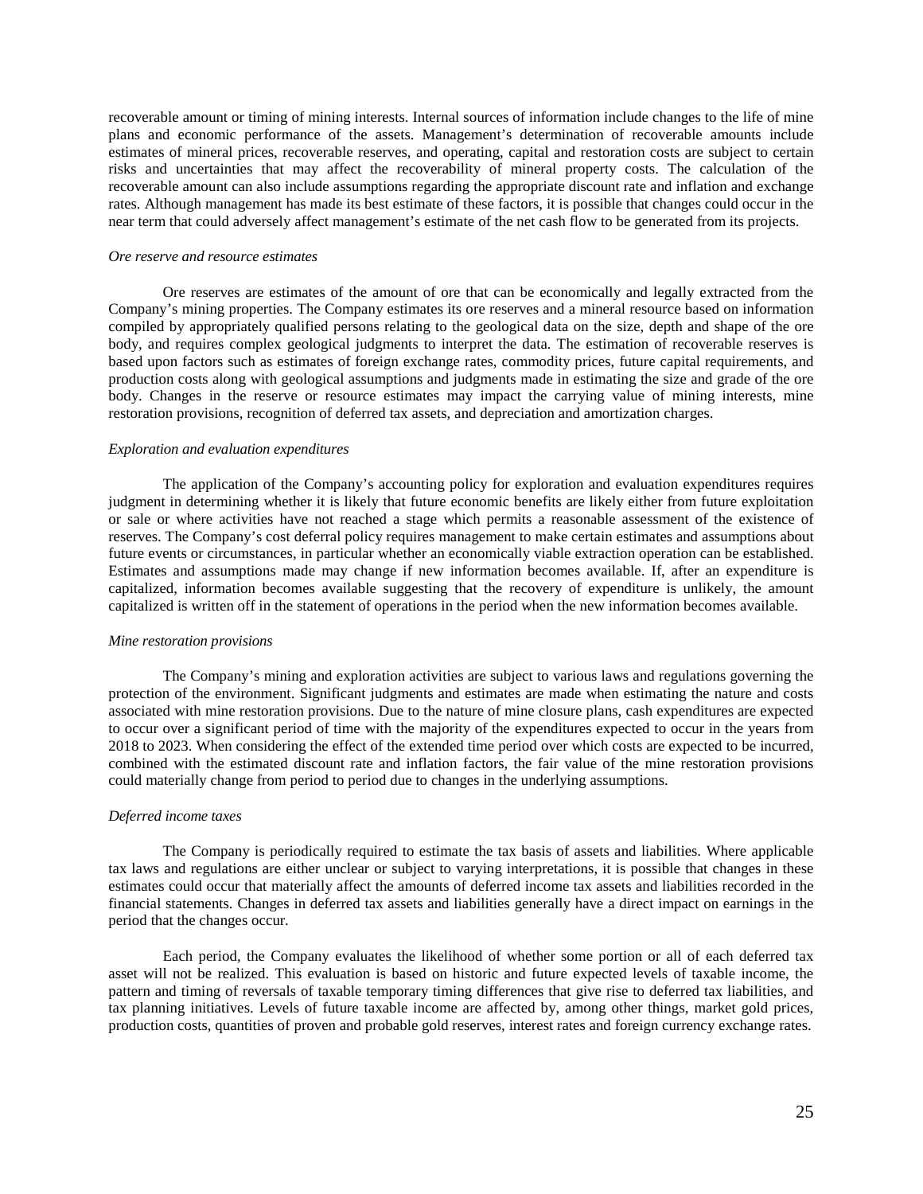recoverable amount or timing of mining interests. Internal sources of information include changes to the life of mine plans and economic performance of the assets. Management's determination of recoverable amounts include estimates of mineral prices, recoverable reserves, and operating, capital and restoration costs are subject to certain risks and uncertainties that may affect the recoverability of mineral property costs. The calculation of the recoverable amount can also include assumptions regarding the appropriate discount rate and inflation and exchange rates. Although management has made its best estimate of these factors, it is possible that changes could occur in the near term that could adversely affect management's estimate of the net cash flow to be generated from its projects.

*Ore reserve and resource estimates*

Ore reserves are estimates of the amount of ore that can be economically and legally extracted from the Company's mining properties. The Company estimates its ore reserves and a mineral resource based on information compiled by appropriately qualified persons relating to the geological data on the size, depth and shape of the ore body, and requires complex geological judgments to interpret the data. The estimation of recoverable reserves is based upon factors such as estimates of foreign exchange rates, commodity prices, future capital requirements, and production costs along with geological assumptions and judgments made in estimating the size and grade of the ore body. Changes in the reserve or resource estimates may impact the carrying value of mining interests, mine restoration provisions, recognition of deferred tax assets, and depreciation and amortization charges.

*Exploration and evaluation expenditures*

The application of the Company's accounting policy for exploration and evaluation expenditures requires judgment in determining whether it is likely that future economic benefits are likely either from future exploitation or sale or where activities have not reached a stage which permits a reasonable assessment of the existence of reserves. The Company's cost deferral policy requires management to make certain estimates and assumptions about future events or circumstances, in particular whether an economically viable extraction operation can be established. Estimates and assumptions made may change if new information becomes available. If, after an expenditure is capitalized, information becomes available suggesting that the recovery of expenditure is unlikely, the amount capitalized is written off in the statement of operations in the period when the new information becomes available.

*Mine restoration provisions*

The Company's mining and exploration activities are subject to various laws and regulations governing the protection of the environment. Significant judgments and estimates are made when estimating the nature and costs associated with mine restoration provisions. Due to the nature of mine closure plans, cash expenditures are expected to occur over a significant period of time with the majority of the expenditures expected to occur in the years from 2018 to 2023. When considering the effect of the extended time period over which costs are expected to be incurred, combined with the estimated discount rate and inflation factors, the fair value of the mine restoration provisions could materially change from period to period due to changes in the underlying assumptions.

*Deferred income taxes*

The Company is periodically required to estimate the tax basis of assets and liabilities. Where applicable tax laws and regulations are either unclear or subject to varying interpretations, it is possible that changes in these estimates could occur that materially affect the amounts of deferred income tax assets and liabilities recorded in the financial statements. Changes in deferred tax assets and liabilities generally have a direct impact on earnings in the period that the changes occur.

Each period, the Company evaluates the likelihood of whether some portion or all of each deferred tax asset will not be realized. This evaluation is based on historic and future expected levels of taxable income, the pattern and timing of reversals of taxable temporary timing differences that give rise to deferred tax liabilities, and tax planning initiatives. Levels of future taxable income are affected by, among other things, market gold prices, production costs, quantities of proven and probable gold reserves, interest rates and foreign currency exchange rates.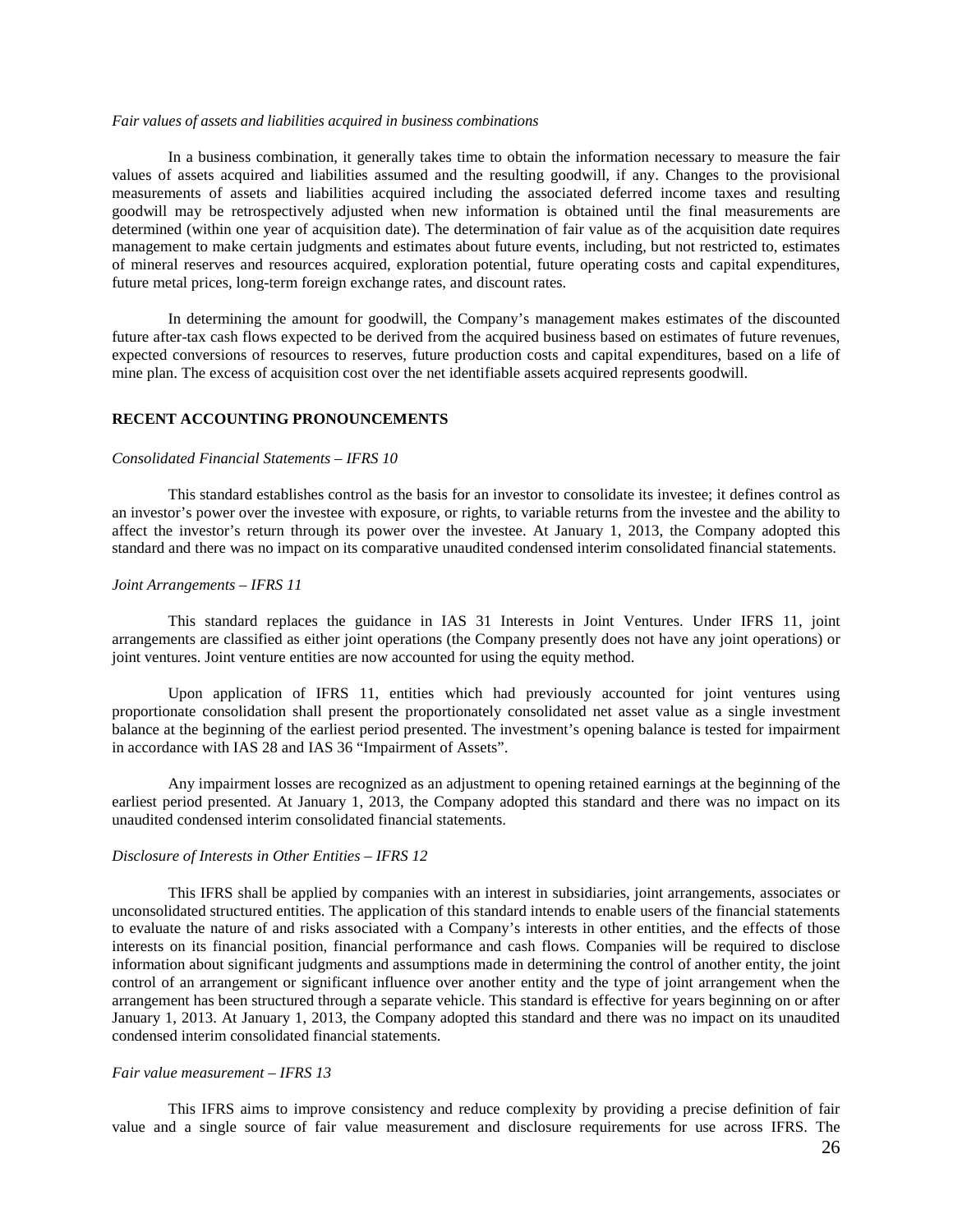*Fair values of assets and liabilities acquired in business combinations*

In a business combination, it generally takes time to obtain the information necessary to measure the fair values of assets acquired and liabilities assumed and the resulting goodwill, if any. Changes to the provisional measurements of assets and liabilities acquired including the associated deferred income taxes and resulting goodwill may be retrospectively adjusted when new information is obtained until the final measurements are determined (within one year of acquisition date). The determination of fair value as of the acquisition date requires management to make certain judgments and estimates about future events, including, but not restricted to, estimates of mineral reserves and resources acquired, exploration potential, future operating costs and capital expenditures, future metal prices, long-term foreign exchange rates, and discount rates.

In determining the amount for goodwill, the Company's management makes estimates of the discounted future after-tax cash flows expected to be derived from the acquired business based on estimates of future revenues, expected conversions of resources to reserves, future production costs and capital expenditures, based on a life of mine plan. The excess of acquisition cost over the net identifiable assets acquired represents goodwill.

## RECENT ACCOUNTING PRONOUNCEMENTS

*Consolidated Financial Statements – IFRS 10*

This standard establishes control as the basis for an investor to consolidate its investee; it defines control as an investor's power over the investee with exposure, or rights, to variable returns from the investee and the ability to affect the investor's return through its power over the investee. At January 1, 2013, the Company adopted this standard and there was no impact on its comparative unaudited condensed interim consolidated financial statements.

*Joint Arrangements – IFRS 11*

This standard replaces the guidance in IAS 31 Interests in Joint Ventures. Under IFRS 11, joint arrangements are classified as either joint operations (the Company presently does not have any joint operations) or joint ventures. Joint venture entities are now accounted for using the equity method.

Upon application of IFRS 11, entities which had previously accounted for joint ventures using proportionate consolidation shall present the proportionately consolidated net asset value as a single investment balance at the beginning of the earliest period presented. The investment's opening balance is tested for impairment in accordance with IAS 28 and IAS 36 "Impairment of Assets".

Any impairment losses are recognized as an adjustment to opening retained earnings at the beginning of the earliest period presented. At January 1, 2013, the Company adopted this standard and there was no impact on its unaudited condensed interim consolidated financial statements.

*Disclosure of Interests in Other Entities – IFRS 12*

This IFRS shall be applied by companies with an interest in subsidiaries, joint arrangements, associates or unconsolidated structured entities. The application of this standard intends to enable users of the financial statements to evaluate the nature of and risks associated with a Company's interests in other entities, and the effects of those interests on its financial position, financial performance and cash flows. Companies will be required to disclose information about significant judgments and assumptions made in determining the control of another entity, the joint control of an arrangement or significant influence over another entity and the type of joint arrangement when the arrangement has been structured through a separate vehicle. This standard is effective for years beginning on or after January 1, 2013. At January 1, 2013, the Company adopted this standard and there was no impact on its unaudited condensed interim consolidated financial statements.

*Fair value measurement – IFRS 13*

This IFRS aims to improve consistency and reduce complexity by providing a precise definition of fair value and a single source of fair value measurement and disclosure requirements for use across IFRS. The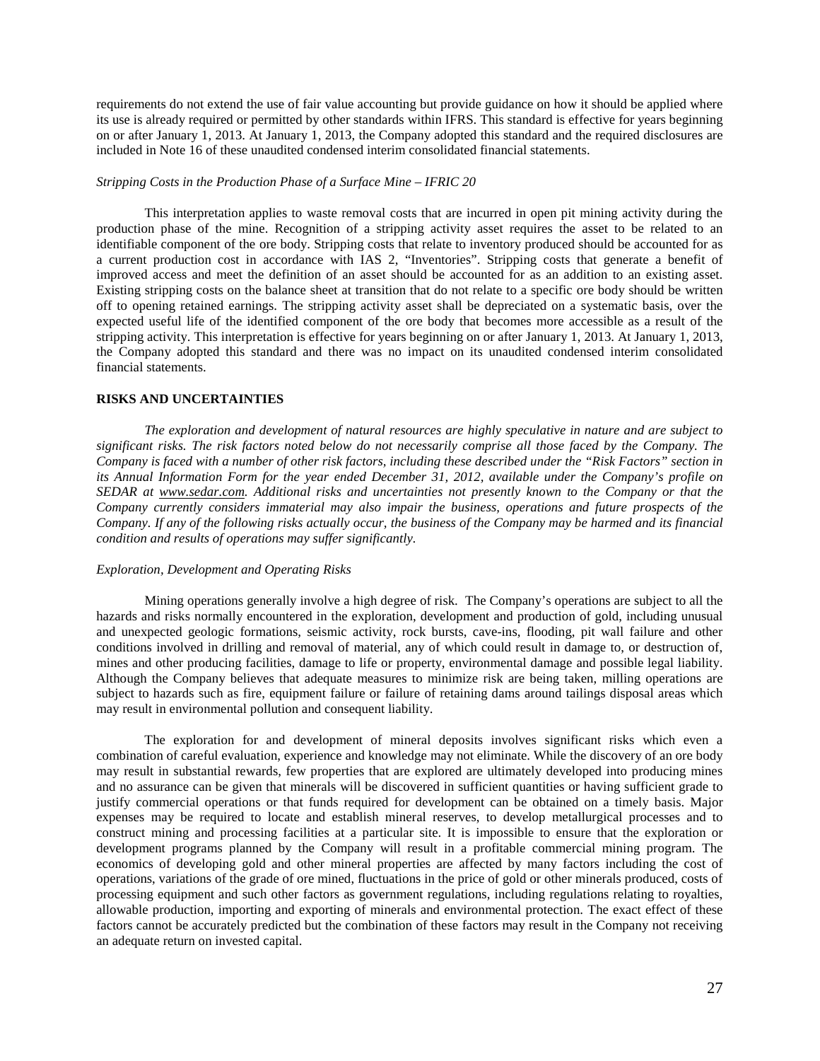requirements do not extend the use of fair value accounting but provide guidance on how it should be applied where its use is already required or permitted by other standards within IFRS. This standard is effective for years beginning on or after January 1, 2013. At January 1, 2013, the Company adopted this standard and the required disclosures are included in Note 16 of these unaudited condensed interim consolidated financial statements.

*Stripping Costs in the Production Phase of a Surface Mine – IFRIC 20*

This interpretation applies to waste removal costs that are incurred in open pit mining activity during the production phase of the mine. Recognition of a stripping activity asset requires the asset to be related to an identifiable component of the ore body. Stripping costs that relate to inventory produced should be accounted for as a current production cost in accordance with IAS 2, "Inventories". Stripping costs that generate a benefit of improved access and meet the definition of an asset should be accounted for as an addition to an existing asset. Existing stripping costs on the balance sheet at transition that do not relate to a specific ore body should be written off to opening retained earnings. The stripping activity asset shall be depreciated on a systematic basis, over the expected useful life of the identified component of the ore body that becomes more accessible as a result of the stripping activity. This interpretation is effective for years beginning on or after January 1, 2013. At January 1, 2013, the Company adopted this standard and there was no impact on its unaudited condensed interim consolidated financial statements.

**RISKS AND UNCERTAINTIES**

*The exploration and development of natural resources are highly speculative in nature and are subject to significant risks. The risk factors noted below do not necessarily comprise all those faced by the Company. The Company is faced with a number of other risk factors, including these described under the "Risk Factors" section in its Annual Information Form for the year ended December 31, 2012, available under the Company's profile on SEDAR at www.sedar.com. Additional risks and uncertainties not presently known to the Company or that the Company currently considers immaterial may also impair the business, operations and future prospects of the Company. If any of the following risks actually occur, the business of the Company may be harmed and its financial condition and results of operations may suffer significantly.*

*Exploration, Development and Operating Risks*

Mining operations generally involve a high degree of risk. The Company's operations are subject to all the hazards and risks normally encountered in the exploration, development and production of gold, including unusual and unexpected geologic formations, seismic activity, rock bursts, cave-ins, flooding, pit wall failure and other conditions involved in drilling and removal of material, any of which could result in damage to, or destruction of, mines and other producing facilities, damage to life or property, environmental damage and possible legal liability. Although the Company believes that adequate measures to minimize risk are being taken, milling operations are subject to hazards such as fire, equipment failure or failure of retaining dams around tailings disposal areas which may result in environmental pollution and consequent liability.

The exploration for and development of mineral deposits involves significant risks which even a combination of careful evaluation, experience and knowledge may not eliminate. While the discovery of an ore body may result in substantial rewards, few properties that are explored are ultimately developed into producing mines and no assurance can be given that minerals will be discovered in sufficient quantities or having sufficient grade to justify commercial operations or that funds required for development can be obtained on a timely basis. Major expenses may be required to locate and establish mineral reserves, to develop metallurgical processes and to construct mining and processing facilities at a particular site. It is impossible to ensure that the exploration or development programs planned by the Company will result in a profitable commercial mining program. The economics of developing gold and other mineral properties are affected by many factors including the cost of operations, variations of the grade of ore mined, fluctuations in the price of gold or other minerals produced, costs of processing equipment and such other factors as government regulations, including regulations relating to royalties, allowable production, importing and exporting of minerals and environmental protection. The exact effect of these factors cannot be accurately predicted but the combination of these factors may result in the Company not receiving an adequate return on invested capital.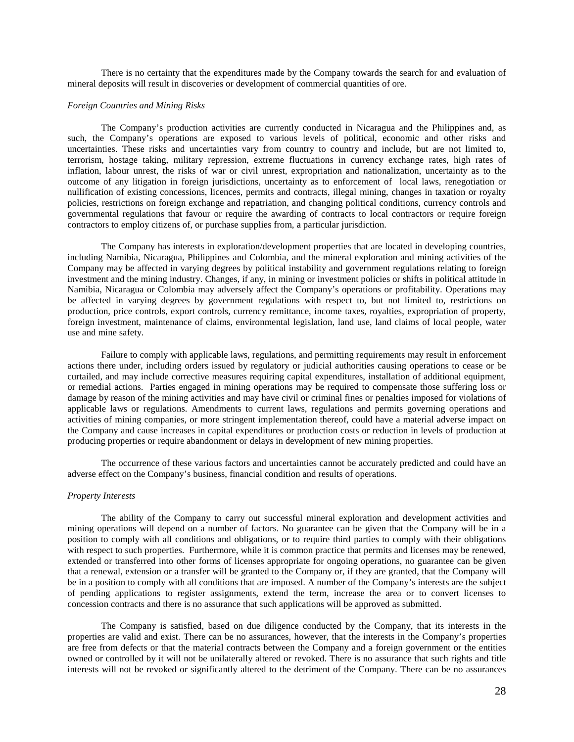There is no certainty that the expenditures made by the Company towards the search for and evaluation of mineral deposits will result in discoveries or development of commercial quantities of ore.

*Foreign Countries and Mining Risks*

The Company's production activities are currently conducted in Nicaragua and the Philippines and, as such, the Company's operations are exposed to various levels of political, economic and other risks and uncertainties. These risks and uncertainties vary from country to country and include, but are not limited to, terrorism, hostage taking, military repression, extreme fluctuations in currency exchange rates, high rates of inflation, labour unrest, the risks of war or civil unrest, expropriation and nationalization, uncertainty as to the outcome of any litigation in foreign jurisdictions, uncertainty as to enforcement of local laws, renegotiation or nullification of existing concessions, licences, permits and contracts, illegal mining, changes in taxation or royalty policies, restrictions on foreign exchange and repatriation, and changing political conditions, currency controls and governmental regulations that favour or require the awarding of contracts to local contractors or require foreign contractors to employ citizens of, or purchase supplies from, a particular jurisdiction.

The Company has interests in exploration/development properties that are located in developing countries, including Namibia, Nicaragua, Philippines and Colombia, and the mineral exploration and mining activities of the Company may be affected in varying degrees by political instability and government regulations relating to foreign investment and the mining industry. Changes, if any, in mining or investment policies or shifts in political attitude in Namibia, Nicaragua or Colombia may adversely affect the Company's operations or profitability. Operations may be affected in varying degrees by government regulations with respect to, but not limited to, restrictions on production, price controls, export controls, currency remittance, income taxes, royalties, expropriation of property, foreign investment, maintenance of claims, environmental legislation, land use, land claims of local people, water use and mine safety.

Failure to comply with applicable laws, regulations, and permitting requirements may result in enforcement actions there under, including orders issued by regulatory or judicial authorities causing operations to cease or be curtailed, and may include corrective measures requiring capital expenditures, installation of additional equipment, or remedial actions. Parties engaged in mining operations may be required to compensate those suffering loss or damage by reason of the mining activities and may have civil or criminal fines or penalties imposed for violations of applicable laws or regulations. Amendments to current laws, regulations and permits governing operations and activities of mining companies, or more stringent implementation thereof, could have a material adverse impact on the Company and cause increases in capital expenditures or production costs or reduction in levels of production at producing properties or require abandonment or delays in development of new mining properties.

The occurrence of these various factors and uncertainties cannot be accurately predicted and could have an adverse effect on the Company's business, financial condition and results of operations.

*Property Interests*

The ability of the Company to carry out successful mineral exploration and development activities and mining operations will depend on a number of factors. No guarantee can be given that the Company will be in a position to comply with all conditions and obligations, or to require third parties to comply with their obligations with respect to such properties. Furthermore, while it is common practice that permits and licenses may be renewed, extended or transferred into other forms of licenses appropriate for ongoing operations, no guarantee can be given that a renewal, extension or a transfer will be granted to the Company or, if they are granted, that the Company will be in a position to comply with all conditions that are imposed. A number of the Company's interests are the subject of pending applications to register assignments, extend the term, increase the area or to convert licenses to concession contracts and there is no assurance that such applications will be approved as submitted.

The Company is satisfied, based on due diligence conducted by the Company, that its interests in the properties are valid and exist. There can be no assurances, however, that the interests in the Company's properties are free from defects or that the material contracts between the Company and a foreign government or the entities owned or controlled by it will not be unilaterally altered or revoked. There is no assurance that such rights and title interests will not be revoked or significantly altered to the detriment of the Company. There can be no assurances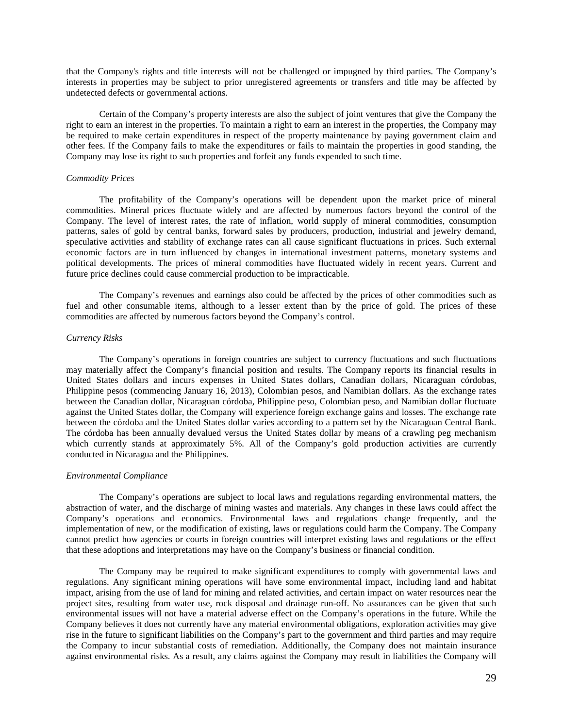that the Company's rights and title interests will not be challenged or impugned by third parties. The Company's interests in properties may be subject to prior unregistered agreements or transfers and title may be affected by undetected defects or governmental actions.

Certain of the Company's property interests are also the subject of joint ventures that give the Company the right to earn an interest in the properties. To maintain a right to earn an interest in the properties, the Company may be required to make certain expenditures in respect of the property maintenance by paying government claim and other fees. If the Company fails to make the expenditures or fails to maintain the properties in good standing, the Company may lose its right to such properties and forfeit any funds expended to such time.

*Commodity Prices*

The profitability of the Company's operations will be dependent upon the market price of mineral commodities. Mineral prices fluctuate widely and are affected by numerous factors beyond the control of the Company. The level of interest rates, the rate of inflation, world supply of mineral commodities, consumption patterns, sales of gold by central banks, forward sales by producers, production, industrial and jewelry demand, speculative activities and stability of exchange rates can all cause significant fluctuations in prices. Such external economic factors are in turn influenced by changes in international investment patterns, monetary systems and political developments. The prices of mineral commodities have fluctuated widely in recent years. Current and future price declines could cause commercial production to be impracticable.

The Company's revenues and earnings also could be affected by the prices of other commodities such as fuel and other consumable items, although to a lesser extent than by the price of gold. The prices of these commodities are affected by numerous factors beyond the Company's control.

*Currency Risks*

The Company's operations in foreign countries are subject to currency fluctuations and such fluctuations may materially affect the Company's financial position and results. The Company reports its financial results in United States dollars and incurs expenses in United States dollars, Canadian dollars, Nicaraguan córdobas, Philippine pesos (commencing January 16, 2013), Colombian pesos, and Namibian dollars. As the exchange rates between the Canadian dollar, Nicaraguan córdoba, Philippine peso, Colombian peso, and Namibian dollar fluctuate against the United States dollar, the Company will experience foreign exchange gains and losses. The exchange rate between the córdoba and the United States dollar varies according to a pattern set by the Nicaraguan Central Bank. The córdoba has been annually devalued versus the United States dollar by means of a crawling peg mechanism which currently stands at approximately 5%. All of the Company's gold production activities are currently conducted in Nicaragua and the Philippines.

*Environmental Compliance*

The Company's operations are subject to local laws and regulations regarding environmental matters, the abstraction of water, and the discharge of mining wastes and materials. Any changes in these laws could affect the Company's operations and economics. Environmental laws and regulations change frequently, and the implementation of new, or the modification of existing, laws or regulations could harm the Company. The Company cannot predict how agencies or courts in foreign countries will interpret existing laws and regulations or the effect that these adoptions and interpretations may have on the Company's business or financial condition.

The Company may be required to make significant expenditures to comply with governmental laws and regulations. Any significant mining operations will have some environmental impact, including land and habitat impact, arising from the use of land for mining and related activities, and certain impact on water resources near the project sites, resulting from water use, rock disposal and drainage run-off. No assurances can be given that such environmental issues will not have a material adverse effect on the Company's operations in the future. While the Company believes it does not currently have any material environmental obligations, exploration activities may give rise in the future to significant liabilities on the Company's part to the government and third parties and may require the Company to incur substantial costs of remediation. Additionally, the Company does not maintain insurance against environmental risks. As a result, any claims against the Company may result in liabilities the Company will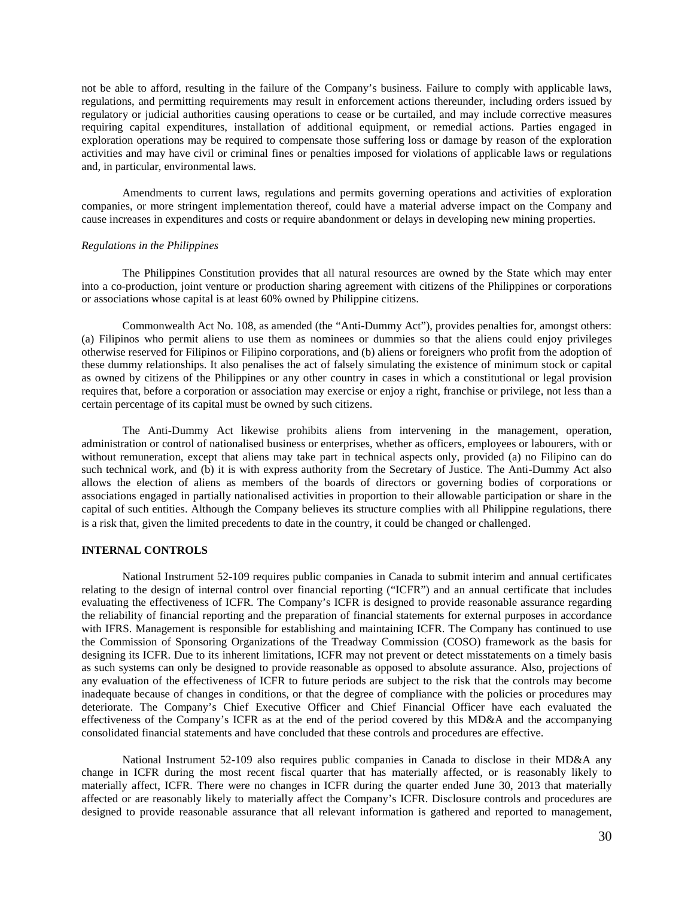not be able to afford, resulting in the failure of the Company's business. Failure to comply with applicable laws, regulations, and permitting requirements may result in enforcement actions thereunder, including orders issued by regulatory or judicial authorities causing operations to cease or be curtailed, and may include corrective measures requiring capital expenditures, installation of additional equipment, or remedial actions. Parties engaged in exploration operations may be required to compensate those suffering loss or damage by reason of the exploration activities and may have civil or criminal fines or penalties imposed for violations of applicable laws or regulations and, in particular, environmental laws.

Amendments to current laws, regulations and permits governing operations and activities of exploration companies, or more stringent implementation thereof, could have a material adverse impact on the Company and cause increases in expenditures and costs or require abandonment or delays in developing new mining properties.

*Regulations in the Philippines*

The Philippines Constitution provides that all natural resources are owned by the State which may enter into a co-production, joint venture or production sharing agreement with citizens of the Philippines or corporations or associations whose capital is at least 60% owned by Philippine citizens.

Commonwealth Act No. 108, as amended (the "Anti-Dummy Act"), provides penalties for, amongst others: (a) Filipinos who permit aliens to use them as nominees or dummies so that the aliens could enjoy privileges otherwise reserved for Filipinos or Filipino corporations, and (b) aliens or foreigners who profit from the adoption of these dummy relationships. It also penalises the act of falsely simulating the existence of minimum stock or capital as owned by citizens of the Philippines or any other country in cases in which a constitutional or legal provision requires that, before a corporation or association may exercise or enjoy a right, franchise or privilege, not less than a certain percentage of its capital must be owned by such citizens.

The Anti-Dummy Act likewise prohibits aliens from intervening in the management, operation, administration or control of nationalised business or enterprises, whether as officers, employees or labourers, with or without remuneration, except that aliens may take part in technical aspects only, provided (a) no Filipino can do such technical work, and (b) it is with express authority from the Secretary of Justice. The Anti-Dummy Act also allows the election of aliens as members of the boards of directors or governing bodies of corporations or associations engaged in partially nationalised activities in proportion to their allowable participation or share in the capital of such entities. Although the Company believes its structure complies with all Philippine regulations, there is a risk that, given the limited precedents to date in the country, it could be changed or challenged.

## INTERNAL CONTROLS

National Instrument 52-109 requires public companies in Canada to submit interim and annual certificates relating to the design of internal control over financial reporting ("ICFR") and an annual certificate that includes evaluating the effectiveness of ICFR. The Company's ICFR is designed to provide reasonable assurance regarding the reliability of financial reporting and the preparation of financial statements for external purposes in accordance with IFRS. Management is responsible for establishing and maintaining ICFR. The Company has continued to use the Commission of Sponsoring Organizations of the Treadway Commission (COSO) framework as the basis for designing its ICFR. Due to its inherent limitations, ICFR may not prevent or detect misstatements on a timely basis as such systems can only be designed to provide reasonable as opposed to absolute assurance. Also, projections of any evaluation of the effectiveness of ICFR to future periods are subject to the risk that the controls may become inadequate because of changes in conditions, or that the degree of compliance with the policies or procedures may deteriorate. The Company's Chief Executive Officer and Chief Financial Officer have each evaluated the effectiveness of the Company's ICFR as at the end of the period covered by this MD&A and the accompanying consolidated financial statements and have concluded that these controls and procedures are effective.

National Instrument 52-109 also requires public companies in Canada to disclose in their MD&A any change in ICFR during the most recent fiscal quarter that has materially affected, or is reasonably likely to materially affect, ICFR. There were no changes in ICFR during the quarter ended June 30, 2013 that materially affected or are reasonably likely to materially affect the Company's ICFR. Disclosure controls and procedures are designed to provide reasonable assurance that all relevant information is gathered and reported to management,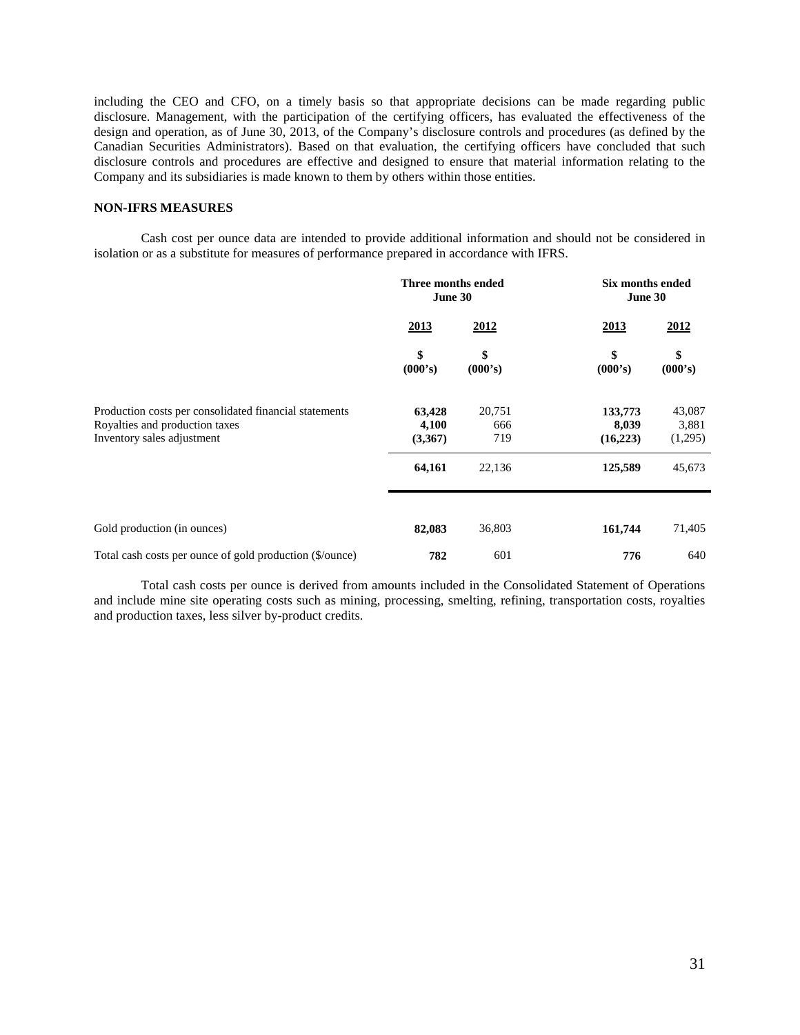including the CEO and CFO, on a timely basis so that appropriate decisions can be made regarding public disclosure. Management, with the participation of the certifying officers, has evaluated the effectiveness of the design and operation, as of June 30, 2013, of the Company's disclosure controls and procedures (as defined by the Canadian Securities Administrators). Based on that evaluation, the certifying officers have concluded that such disclosure controls and procedures are effective and designed to ensure that material information relating to the Company and its subsidiaries is made known to them by others within those entities.

**NON-IFRS MEASURES**

Cash cost per ounce data are intended to provide additional information and should not be considered in isolation or as a substitute for measures of performance prepared in accordance with IFRS.

| | **Three months ended June 30** | | **Six months ended June 30** | |
|---|---|---|---|---|
| | **2013** | **2012** | **2013** | **2012** |
| | **$ (000's)** | **$ (000's)** | **$ (000's)** | **$ (000's)** |
| Production costs per consolidated financial statements | **63,428** | 20,751 | **133,773** | 43,087 |
| Royalties and production taxes | **4,100** | 666 | **8,039** | 3,881 |
| Inventory sales adjustment | **(3,367)** | 719 | **(16,223)** | (1,295) |
| | **64,161** | 22,136 | **125,589** | 45,673 |
| Gold production (in ounces) | **82,083** | 36,803 | **161,744** | 71,405 |
| Total cash costs per ounce of gold production ($/ounce) | **782** | 601 | **776** | 640 |

Total cash costs per ounce is derived from amounts included in the Consolidated Statement of Operations and include mine site operating costs such as mining, processing, smelting, refining, transportation costs, royalties and production taxes, less silver by-product credits.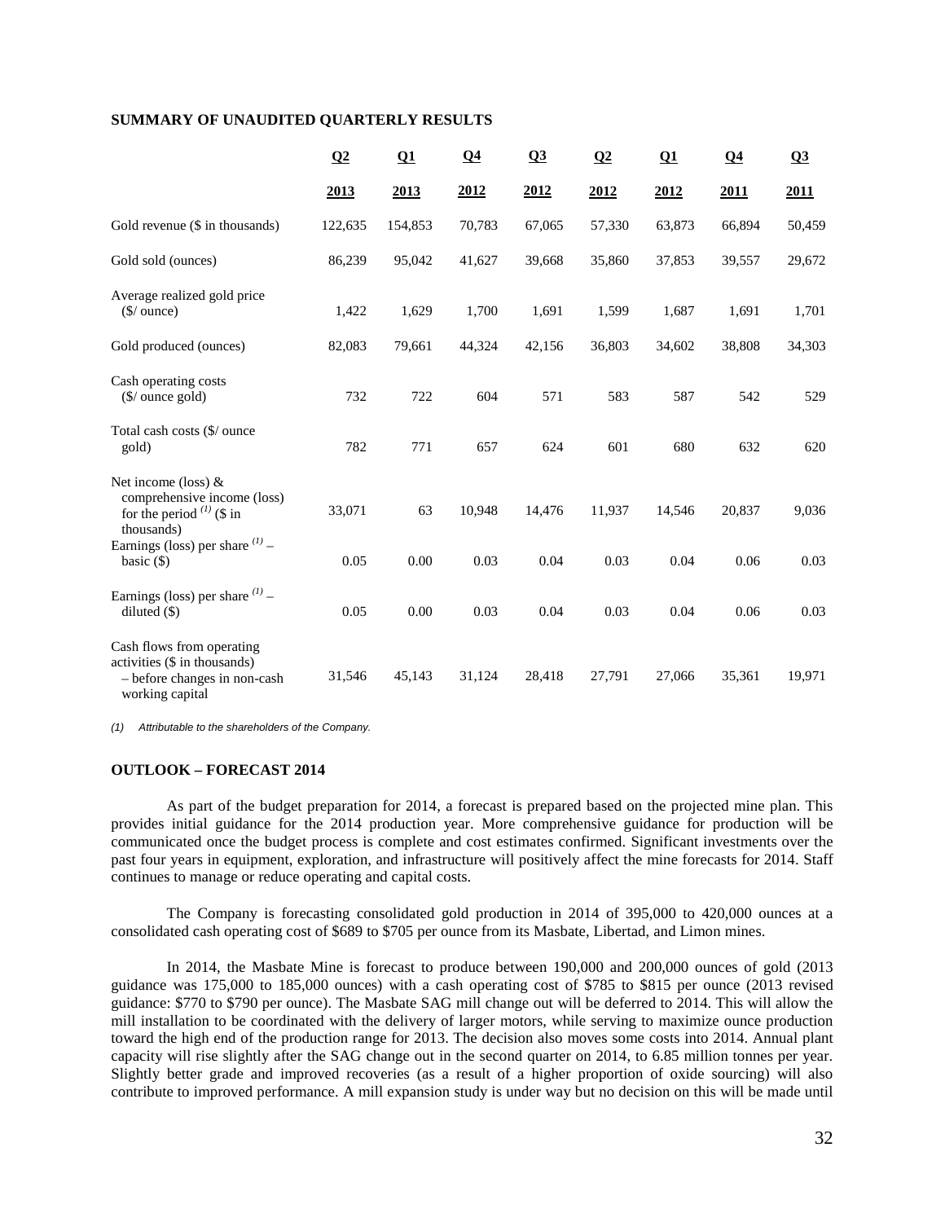## SUMMARY OF UNAUDITED QUARTERLY RESULTS

| | Q2 2013 | Q1 2013 | Q4 2012 | Q3 2012 | Q2 2012 | Q1 2012 | Q4 2011 | Q3 2011 |
|---|---|---|---|---|---|---|---|---|
| Gold revenue ($ in thousands) | 122,635 | 154,853 | 70,783 | 67,065 | 57,330 | 63,873 | 66,894 | 50,459 |
| Gold sold (ounces) | 86,239 | 95,042 | 41,627 | 39,668 | 35,860 | 37,853 | 39,557 | 29,672 |
| Average realized gold price ($/ ounce) | 1,422 | 1,629 | 1,700 | 1,691 | 1,599 | 1,687 | 1,691 | 1,701 |
| Gold produced (ounces) | 82,083 | 79,661 | 44,324 | 42,156 | 36,803 | 34,602 | 38,808 | 34,303 |
| Cash operating costs ($/ ounce gold) | 732 | 722 | 604 | 571 | 583 | 587 | 542 | 529 |
| Total cash costs ($/ ounce gold) | 782 | 771 | 657 | 624 | 601 | 680 | 632 | 620 |
| Net income (loss) & comprehensive income (loss) for the period [(1)] ($ in thousands) | 33,071 | 63 | 10,948 | 14,476 | 11,937 | 14,546 | 20,837 | 9,036 |
| Earnings (loss) per share [(1)] – basic ($) | 0.05 | 0.00 | 0.03 | 0.04 | 0.03 | 0.04 | 0.06 | 0.03 |
| Earnings (loss) per share [(1)] – diluted ($) | 0.05 | 0.00 | 0.03 | 0.04 | 0.03 | 0.04 | 0.06 | 0.03 |
| Cash flows from operating activities ($ in thousands) – before changes in non-cash working capital | 31,546 | 45,143 | 31,124 | 28,418 | 27,791 | 27,066 | 35,361 | 19,971 |

*(1) Attributable to the shareholders of the Company.*

## OUTLOOK – FORECAST 2014

As part of the budget preparation for 2014, a forecast is prepared based on the projected mine plan. This provides initial guidance for the 2014 production year. More comprehensive guidance for production will be communicated once the budget process is complete and cost estimates confirmed. Significant investments over the past four years in equipment, exploration, and infrastructure will positively affect the mine forecasts for 2014. Staff continues to manage or reduce operating and capital costs.

The Company is forecasting consolidated gold production in 2014 of 395,000 to 420,000 ounces at a consolidated cash operating cost of $689 to $705 per ounce from its Masbate, Libertad, and Limon mines.

In 2014, the Masbate Mine is forecast to produce between 190,000 and 200,000 ounces of gold (2013 guidance was 175,000 to 185,000 ounces) with a cash operating cost of $785 to $815 per ounce (2013 revised guidance: $770 to $790 per ounce). The Masbate SAG mill change out will be deferred to 2014. This will allow the mill installation to be coordinated with the delivery of larger motors, while serving to maximize ounce production toward the high end of the production range for 2013. The decision also moves some costs into 2014. Annual plant capacity will rise slightly after the SAG change out in the second quarter on 2014, to 6.85 million tonnes per year. Slightly better grade and improved recoveries (as a result of a higher proportion of oxide sourcing) will also contribute to improved performance. A mill expansion study is under way but no decision on this will be made until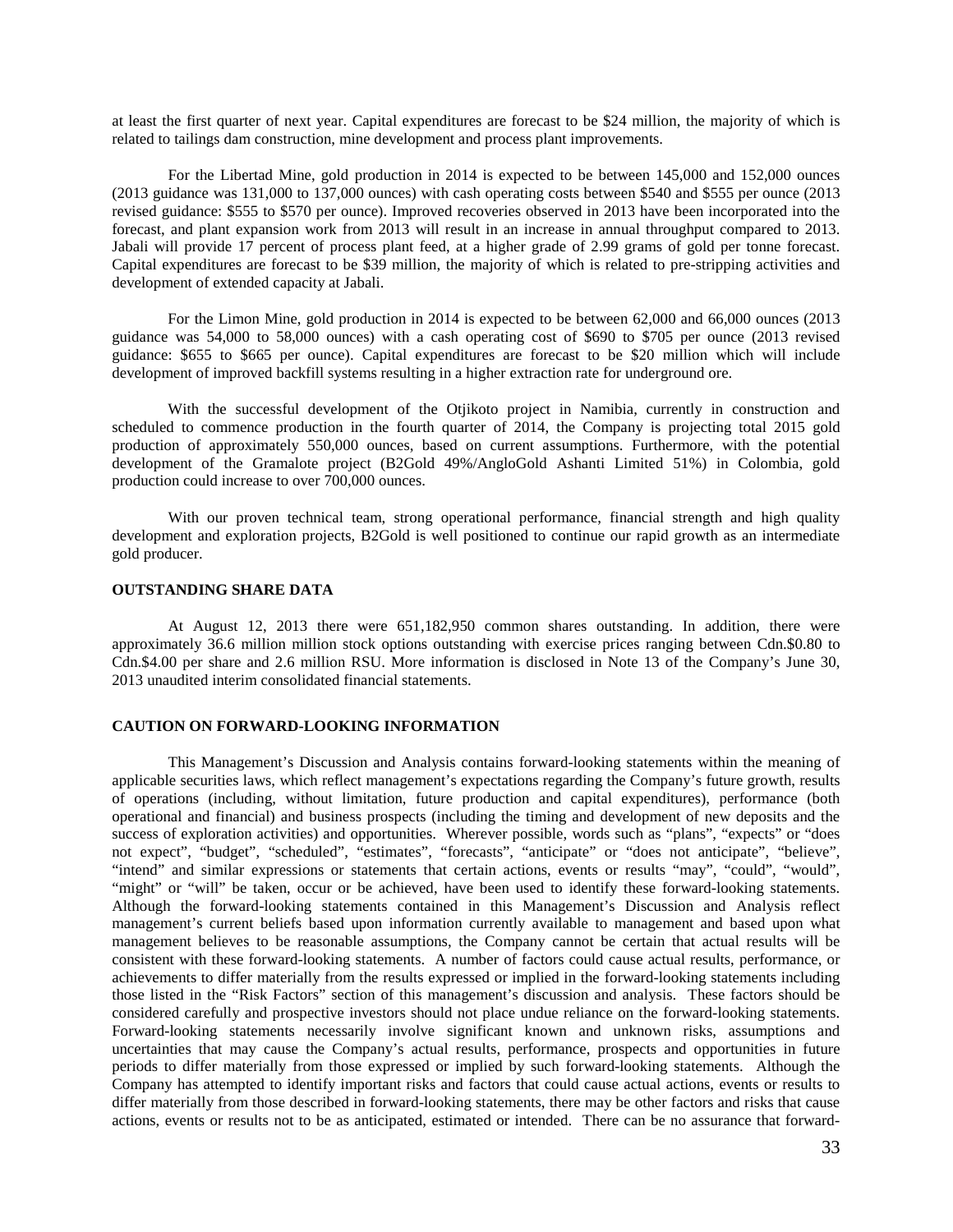at least the first quarter of next year. Capital expenditures are forecast to be $24 million, the majority of which is related to tailings dam construction, mine development and process plant improvements.

For the Libertad Mine, gold production in 2014 is expected to be between 145,000 and 152,000 ounces (2013 guidance was 131,000 to 137,000 ounces) with cash operating costs between $540 and $555 per ounce (2013 revised guidance: $555 to $570 per ounce). Improved recoveries observed in 2013 have been incorporated into the forecast, and plant expansion work from 2013 will result in an increase in annual throughput compared to 2013. Jabali will provide 17 percent of process plant feed, at a higher grade of 2.99 grams of gold per tonne forecast. Capital expenditures are forecast to be $39 million, the majority of which is related to pre-stripping activities and development of extended capacity at Jabali.

For the Limon Mine, gold production in 2014 is expected to be between 62,000 and 66,000 ounces (2013 guidance was 54,000 to 58,000 ounces) with a cash operating cost of $690 to $705 per ounce (2013 revised guidance: $655 to $665 per ounce). Capital expenditures are forecast to be $20 million which will include development of improved backfill systems resulting in a higher extraction rate for underground ore.

With the successful development of the Otjikoto project in Namibia, currently in construction and scheduled to commence production in the fourth quarter of 2014, the Company is projecting total 2015 gold production of approximately 550,000 ounces, based on current assumptions. Furthermore, with the potential development of the Gramalote project (B2Gold 49%/AngloGold Ashanti Limited 51%) in Colombia, gold production could increase to over 700,000 ounces.

With our proven technical team, strong operational performance, financial strength and high quality development and exploration projects, B2Gold is well positioned to continue our rapid growth as an intermediate gold producer.

**OUTSTANDING SHARE DATA**

At August 12, 2013 there were 651,182,950 common shares outstanding. In addition, there were approximately 36.6 million million stock options outstanding with exercise prices ranging between Cdn.$0.80 to Cdn.$4.00 per share and 2.6 million RSU. More information is disclosed in Note 13 of the Company's June 30, 2013 unaudited interim consolidated financial statements.

**CAUTION ON FORWARD-LOOKING INFORMATION**

This Management's Discussion and Analysis contains forward-looking statements within the meaning of applicable securities laws, which reflect management's expectations regarding the Company's future growth, results of operations (including, without limitation, future production and capital expenditures), performance (both operational and financial) and business prospects (including the timing and development of new deposits and the success of exploration activities) and opportunities. Wherever possible, words such as "plans", "expects" or "does not expect", "budget", "scheduled", "estimates", "forecasts", "anticipate" or "does not anticipate", "believe", "intend" and similar expressions or statements that certain actions, events or results "may", "could", "would", "might" or "will" be taken, occur or be achieved, have been used to identify these forward-looking statements. Although the forward-looking statements contained in this Management's Discussion and Analysis reflect management's current beliefs based upon information currently available to management and based upon what management believes to be reasonable assumptions, the Company cannot be certain that actual results will be consistent with these forward-looking statements. A number of factors could cause actual results, performance, or achievements to differ materially from the results expressed or implied in the forward-looking statements including those listed in the "Risk Factors" section of this management's discussion and analysis. These factors should be considered carefully and prospective investors should not place undue reliance on the forward-looking statements. Forward-looking statements necessarily involve significant known and unknown risks, assumptions and uncertainties that may cause the Company's actual results, performance, prospects and opportunities in future periods to differ materially from those expressed or implied by such forward-looking statements. Although the Company has attempted to identify important risks and factors that could cause actual actions, events or results to differ materially from those described in forward-looking statements, there may be other factors and risks that cause actions, events or results not to be as anticipated, estimated or intended. There can be no assurance that forward-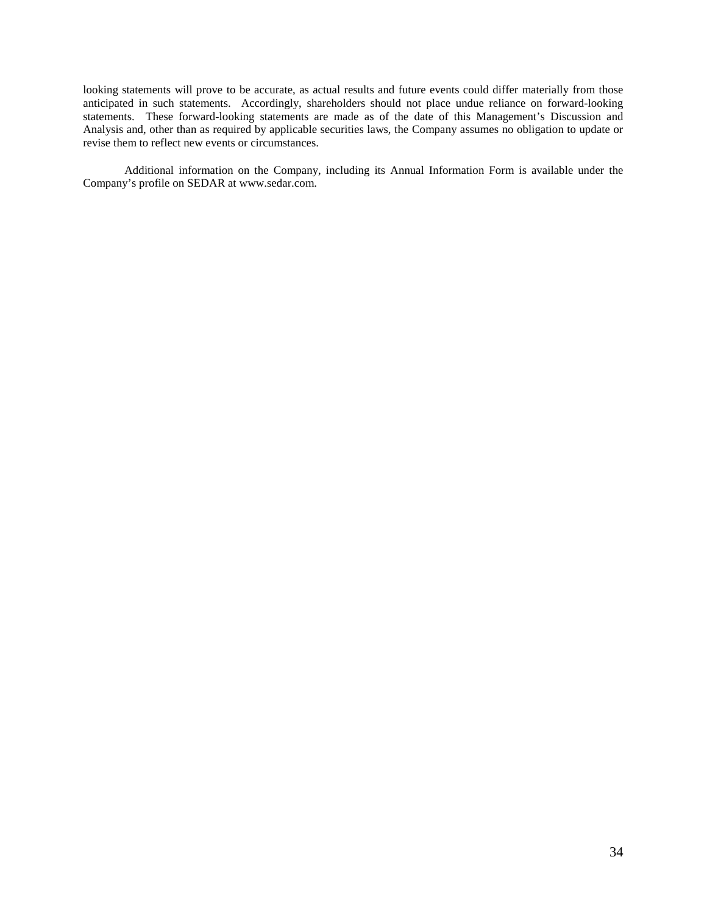looking statements will prove to be accurate, as actual results and future events could differ materially from those anticipated in such statements. Accordingly, shareholders should not place undue reliance on forward-looking statements. These forward-looking statements are made as of the date of this Management's Discussion and Analysis and, other than as required by applicable securities laws, the Company assumes no obligation to update or revise them to reflect new events or circumstances.

Additional information on the Company, including its Annual Information Form is available under the Company's profile on SEDAR at www.sedar.com.